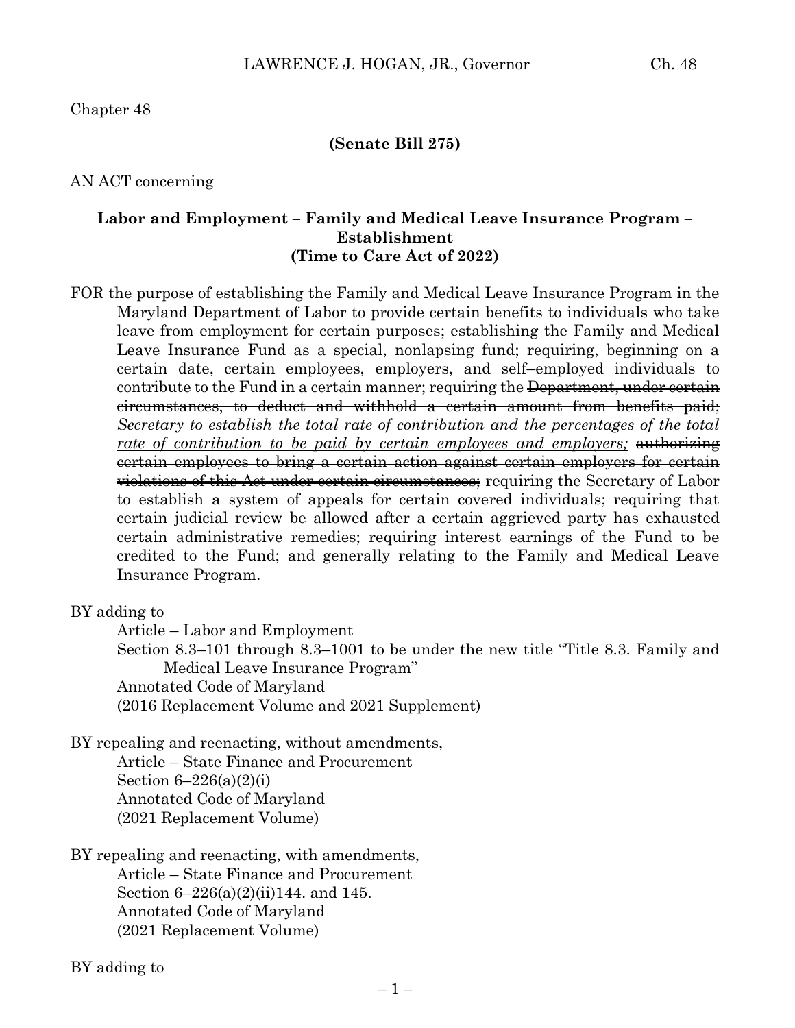Chapter 48

**(Senate Bill 275)**

AN ACT concerning

**Labor and Employment – Family and Medical Leave Insurance Program – Establishment (Time to Care Act of 2022)**

FOR the purpose of establishing the Family and Medical Leave Insurance Program in the Maryland Department of Labor to provide certain benefits to individuals who take leave from employment for certain purposes; establishing the Family and Medical Leave Insurance Fund as a special, nonlapsing fund; requiring, beginning on a certain date, certain employees, employers, and self–employed individuals to contribute to the Fund in a certain manner; requiring the ~~Department, under certain circumstances, to deduct and withhold a certain amount from benefits paid;~~ *Secretary to establish the total rate of contribution and the percentages of the total rate of contribution to be paid by certain employees and employers;* ~~authorizing certain employees to bring a certain action against certain employers for certain violations of this Act under certain circumstances;~~ requiring the Secretary of Labor to establish a system of appeals for certain covered individuals; requiring that certain judicial review be allowed after a certain aggrieved party has exhausted certain administrative remedies; requiring interest earnings of the Fund to be credited to the Fund; and generally relating to the Family and Medical Leave Insurance Program.

BY adding to
Article – Labor and Employment
Section 8.3–101 through 8.3–1001 to be under the new title "Title 8.3. Family and Medical Leave Insurance Program"
Annotated Code of Maryland
(2016 Replacement Volume and 2021 Supplement)

BY repealing and reenacting, without amendments,
Article – State Finance and Procurement
Section 6–226(a)(2)(i)
Annotated Code of Maryland
(2021 Replacement Volume)

BY repealing and reenacting, with amendments,
Article – State Finance and Procurement
Section 6–226(a)(2)(ii)144. and 145.
Annotated Code of Maryland
(2021 Replacement Volume)

BY adding to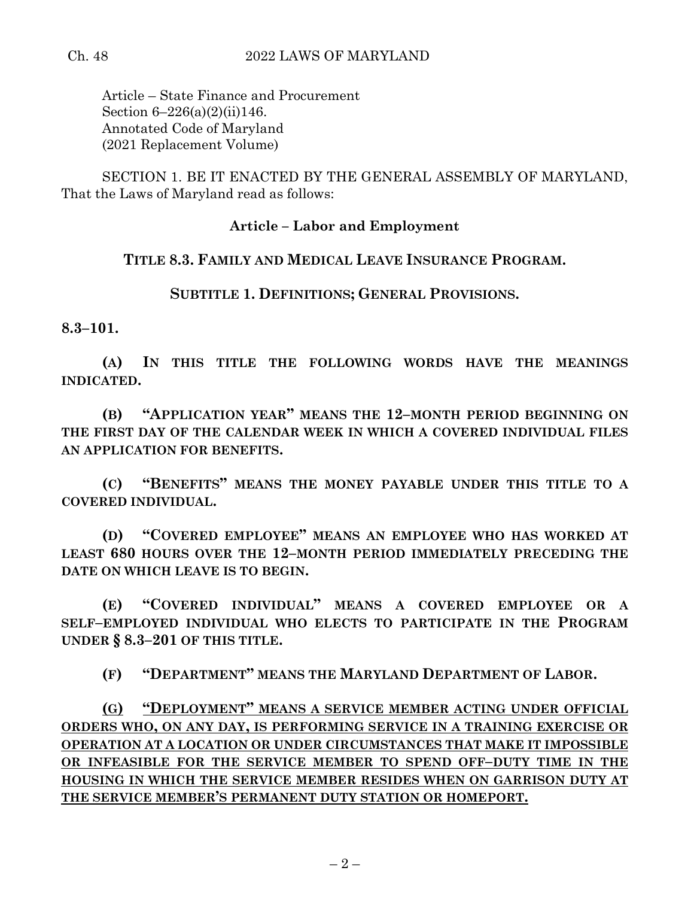Article – State Finance and Procurement
Section 6–226(a)(2)(ii)146.
Annotated Code of Maryland
(2021 Replacement Volume)

SECTION 1. BE IT ENACTED BY THE GENERAL ASSEMBLY OF MARYLAND, That the Laws of Maryland read as follows:

**Article – Labor and Employment**

**TITLE 8.3. FAMILY AND MEDICAL LEAVE INSURANCE PROGRAM.**

**SUBTITLE 1. DEFINITIONS; GENERAL PROVISIONS.**

**8.3–101.**

**(A) IN THIS TITLE THE FOLLOWING WORDS HAVE THE MEANINGS INDICATED.**

**(B) "APPLICATION YEAR" MEANS THE 12–MONTH PERIOD BEGINNING ON THE FIRST DAY OF THE CALENDAR WEEK IN WHICH A COVERED INDIVIDUAL FILES AN APPLICATION FOR BENEFITS.**

**(C) "BENEFITS" MEANS THE MONEY PAYABLE UNDER THIS TITLE TO A COVERED INDIVIDUAL.**

**(D) "COVERED EMPLOYEE" MEANS AN EMPLOYEE WHO HAS WORKED AT LEAST 680 HOURS OVER THE 12–MONTH PERIOD IMMEDIATELY PRECEDING THE DATE ON WHICH LEAVE IS TO BEGIN.**

**(E) "COVERED INDIVIDUAL" MEANS A COVERED EMPLOYEE OR A SELF–EMPLOYED INDIVIDUAL WHO ELECTS TO PARTICIPATE IN THE PROGRAM UNDER § 8.3–201 OF THIS TITLE.**

**(F) "DEPARTMENT" MEANS THE MARYLAND DEPARTMENT OF LABOR.**

**(G) "DEPLOYMENT" MEANS A SERVICE MEMBER ACTING UNDER OFFICIAL ORDERS WHO, ON ANY DAY, IS PERFORMING SERVICE IN A TRAINING EXERCISE OR OPERATION AT A LOCATION OR UNDER CIRCUMSTANCES THAT MAKE IT IMPOSSIBLE OR INFEASIBLE FOR THE SERVICE MEMBER TO SPEND OFF–DUTY TIME IN THE HOUSING IN WHICH THE SERVICE MEMBER RESIDES WHEN ON GARRISON DUTY AT THE SERVICE MEMBER'S PERMANENT DUTY STATION OR HOMEPORT.**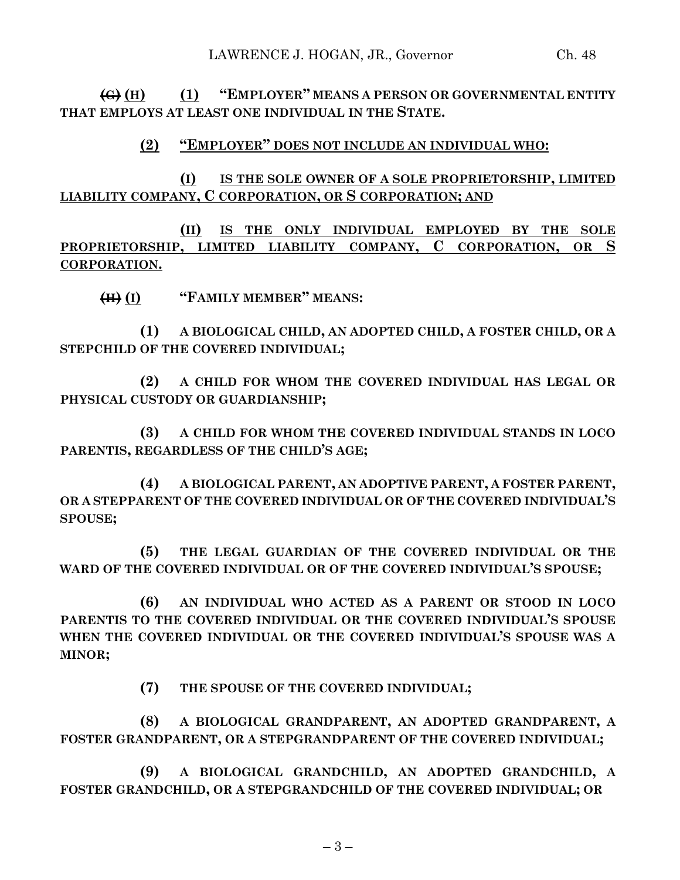~~(G)~~ (H) (1) **"EMPLOYER" MEANS A PERSON OR GOVERNMENTAL ENTITY THAT EMPLOYS AT LEAST ONE INDIVIDUAL IN THE STATE.**

(2) "EMPLOYER" DOES NOT INCLUDE AN INDIVIDUAL WHO:

(I) IS THE SOLE OWNER OF A SOLE PROPRIETORSHIP, LIMITED LIABILITY COMPANY, C CORPORATION, OR S CORPORATION; AND

(II) IS THE ONLY INDIVIDUAL EMPLOYED BY THE SOLE PROPRIETORSHIP, LIMITED LIABILITY COMPANY, C CORPORATION, OR S CORPORATION.

~~(H)~~ (I) **"FAMILY MEMBER" MEANS:**

**(1) A BIOLOGICAL CHILD, AN ADOPTED CHILD, A FOSTER CHILD, OR A STEPCHILD OF THE COVERED INDIVIDUAL;**

**(2) A CHILD FOR WHOM THE COVERED INDIVIDUAL HAS LEGAL OR PHYSICAL CUSTODY OR GUARDIANSHIP;**

**(3) A CHILD FOR WHOM THE COVERED INDIVIDUAL STANDS IN LOCO PARENTIS, REGARDLESS OF THE CHILD'S AGE;**

**(4) A BIOLOGICAL PARENT, AN ADOPTIVE PARENT, A FOSTER PARENT, OR A STEPPARENT OF THE COVERED INDIVIDUAL OR OF THE COVERED INDIVIDUAL'S SPOUSE;**

**(5) THE LEGAL GUARDIAN OF THE COVERED INDIVIDUAL OR THE WARD OF THE COVERED INDIVIDUAL OR OF THE COVERED INDIVIDUAL'S SPOUSE;**

**(6) AN INDIVIDUAL WHO ACTED AS A PARENT OR STOOD IN LOCO PARENTIS TO THE COVERED INDIVIDUAL OR THE COVERED INDIVIDUAL'S SPOUSE WHEN THE COVERED INDIVIDUAL OR THE COVERED INDIVIDUAL'S SPOUSE WAS A MINOR;**

**(7) THE SPOUSE OF THE COVERED INDIVIDUAL;**

**(8) A BIOLOGICAL GRANDPARENT, AN ADOPTED GRANDPARENT, A FOSTER GRANDPARENT, OR A STEPGRANDPARENT OF THE COVERED INDIVIDUAL;**

**(9) A BIOLOGICAL GRANDCHILD, AN ADOPTED GRANDCHILD, A FOSTER GRANDCHILD, OR A STEPGRANDCHILD OF THE COVERED INDIVIDUAL; OR**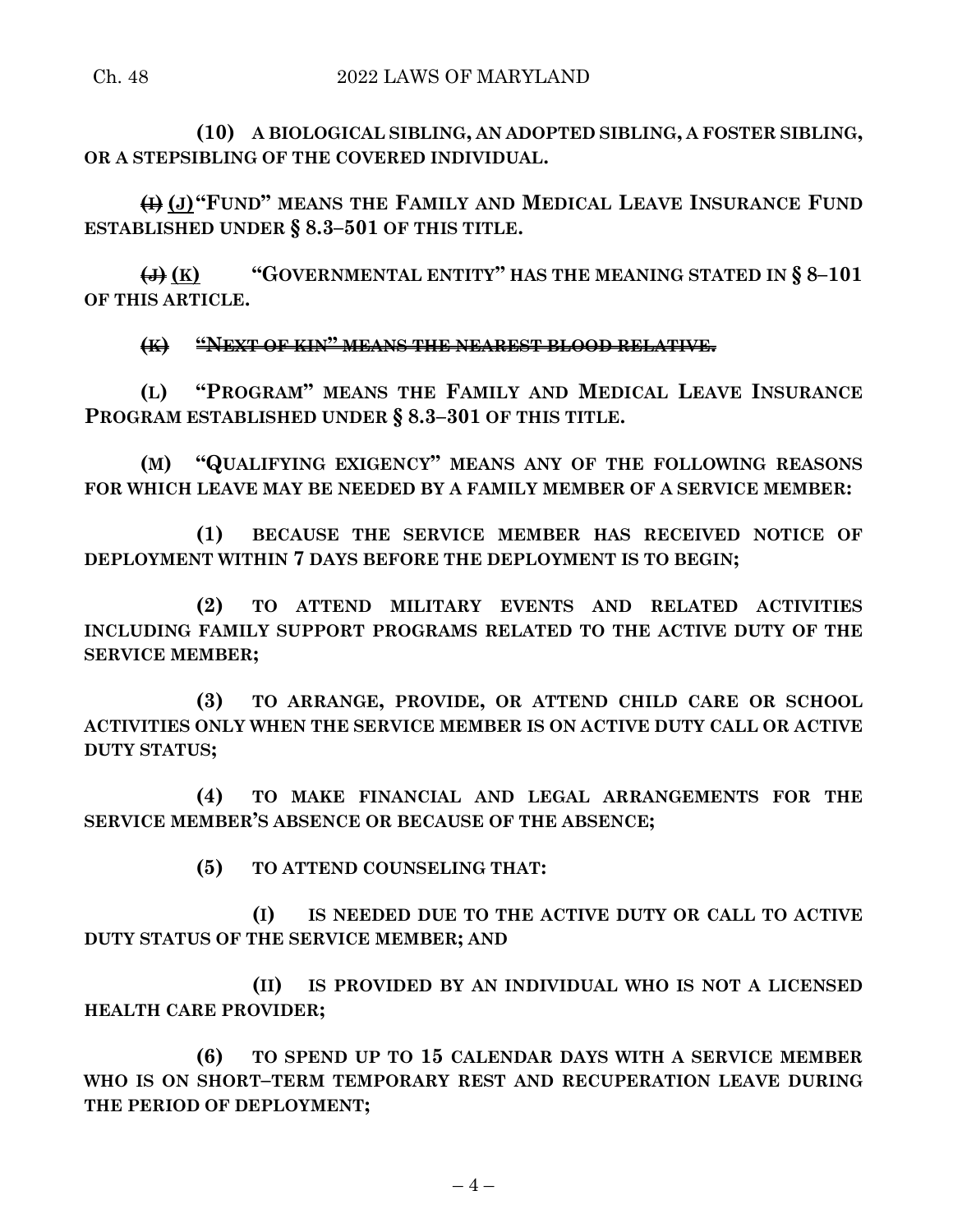**(10) A BIOLOGICAL SIBLING, AN ADOPTED SIBLING, A FOSTER SIBLING, OR A STEPSIBLING OF THE COVERED INDIVIDUAL.**

~~**(I)**~~ **(J) "FUND" MEANS THE FAMILY AND MEDICAL LEAVE INSURANCE FUND ESTABLISHED UNDER § 8.3–501 OF THIS TITLE.**

~~**(J)**~~ **(K) "GOVERNMENTAL ENTITY" HAS THE MEANING STATED IN § 8–101 OF THIS ARTICLE.**

~~**(K) "NEXT OF KIN" MEANS THE NEAREST BLOOD RELATIVE.**~~

**(L) "PROGRAM" MEANS THE FAMILY AND MEDICAL LEAVE INSURANCE PROGRAM ESTABLISHED UNDER § 8.3–301 OF THIS TITLE.**

**(M) "QUALIFYING EXIGENCY" MEANS ANY OF THE FOLLOWING REASONS FOR WHICH LEAVE MAY BE NEEDED BY A FAMILY MEMBER OF A SERVICE MEMBER:**

**(1) BECAUSE THE SERVICE MEMBER HAS RECEIVED NOTICE OF DEPLOYMENT WITHIN 7 DAYS BEFORE THE DEPLOYMENT IS TO BEGIN;**

**(2) TO ATTEND MILITARY EVENTS AND RELATED ACTIVITIES INCLUDING FAMILY SUPPORT PROGRAMS RELATED TO THE ACTIVE DUTY OF THE SERVICE MEMBER;**

**(3) TO ARRANGE, PROVIDE, OR ATTEND CHILD CARE OR SCHOOL ACTIVITIES ONLY WHEN THE SERVICE MEMBER IS ON ACTIVE DUTY CALL OR ACTIVE DUTY STATUS;**

**(4) TO MAKE FINANCIAL AND LEGAL ARRANGEMENTS FOR THE SERVICE MEMBER'S ABSENCE OR BECAUSE OF THE ABSENCE;**

**(5) TO ATTEND COUNSELING THAT:**

**(I) IS NEEDED DUE TO THE ACTIVE DUTY OR CALL TO ACTIVE DUTY STATUS OF THE SERVICE MEMBER; AND**

**(II) IS PROVIDED BY AN INDIVIDUAL WHO IS NOT A LICENSED HEALTH CARE PROVIDER;**

**(6) TO SPEND UP TO 15 CALENDAR DAYS WITH A SERVICE MEMBER WHO IS ON SHORT–TERM TEMPORARY REST AND RECUPERATION LEAVE DURING THE PERIOD OF DEPLOYMENT;**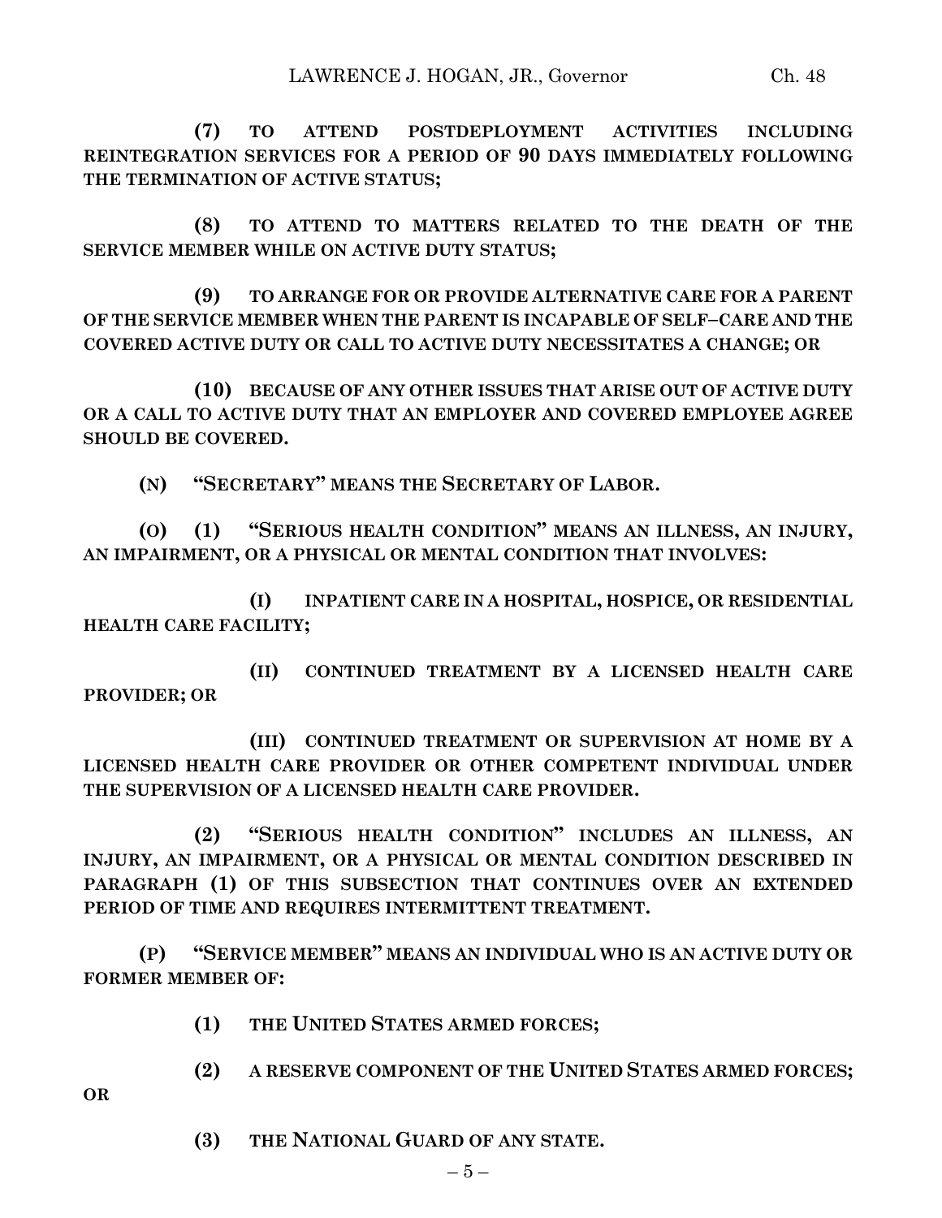**(7) TO ATTEND POSTDEPLOYMENT ACTIVITIES INCLUDING REINTEGRATION SERVICES FOR A PERIOD OF 90 DAYS IMMEDIATELY FOLLOWING THE TERMINATION OF ACTIVE STATUS;**

**(8) TO ATTEND TO MATTERS RELATED TO THE DEATH OF THE SERVICE MEMBER WHILE ON ACTIVE DUTY STATUS;**

**(9) TO ARRANGE FOR OR PROVIDE ALTERNATIVE CARE FOR A PARENT OF THE SERVICE MEMBER WHEN THE PARENT IS INCAPABLE OF SELF–CARE AND THE COVERED ACTIVE DUTY OR CALL TO ACTIVE DUTY NECESSITATES A CHANGE; OR**

**(10) BECAUSE OF ANY OTHER ISSUES THAT ARISE OUT OF ACTIVE DUTY OR A CALL TO ACTIVE DUTY THAT AN EMPLOYER AND COVERED EMPLOYEE AGREE SHOULD BE COVERED.**

**(N) "SECRETARY" MEANS THE SECRETARY OF LABOR.**

**(O) (1) "SERIOUS HEALTH CONDITION" MEANS AN ILLNESS, AN INJURY, AN IMPAIRMENT, OR A PHYSICAL OR MENTAL CONDITION THAT INVOLVES:**

**(I) INPATIENT CARE IN A HOSPITAL, HOSPICE, OR RESIDENTIAL HEALTH CARE FACILITY;**

**(II) CONTINUED TREATMENT BY A LICENSED HEALTH CARE PROVIDER; OR**

**(III) CONTINUED TREATMENT OR SUPERVISION AT HOME BY A LICENSED HEALTH CARE PROVIDER OR OTHER COMPETENT INDIVIDUAL UNDER THE SUPERVISION OF A LICENSED HEALTH CARE PROVIDER.**

**(2) "SERIOUS HEALTH CONDITION" INCLUDES AN ILLNESS, AN INJURY, AN IMPAIRMENT, OR A PHYSICAL OR MENTAL CONDITION DESCRIBED IN PARAGRAPH (1) OF THIS SUBSECTION THAT CONTINUES OVER AN EXTENDED PERIOD OF TIME AND REQUIRES INTERMITTENT TREATMENT.**

**(P) "SERVICE MEMBER" MEANS AN INDIVIDUAL WHO IS AN ACTIVE DUTY OR FORMER MEMBER OF:**

**(1) THE UNITED STATES ARMED FORCES;**

**(2) A RESERVE COMPONENT OF THE UNITED STATES ARMED FORCES; OR**

**(3) THE NATIONAL GUARD OF ANY STATE.**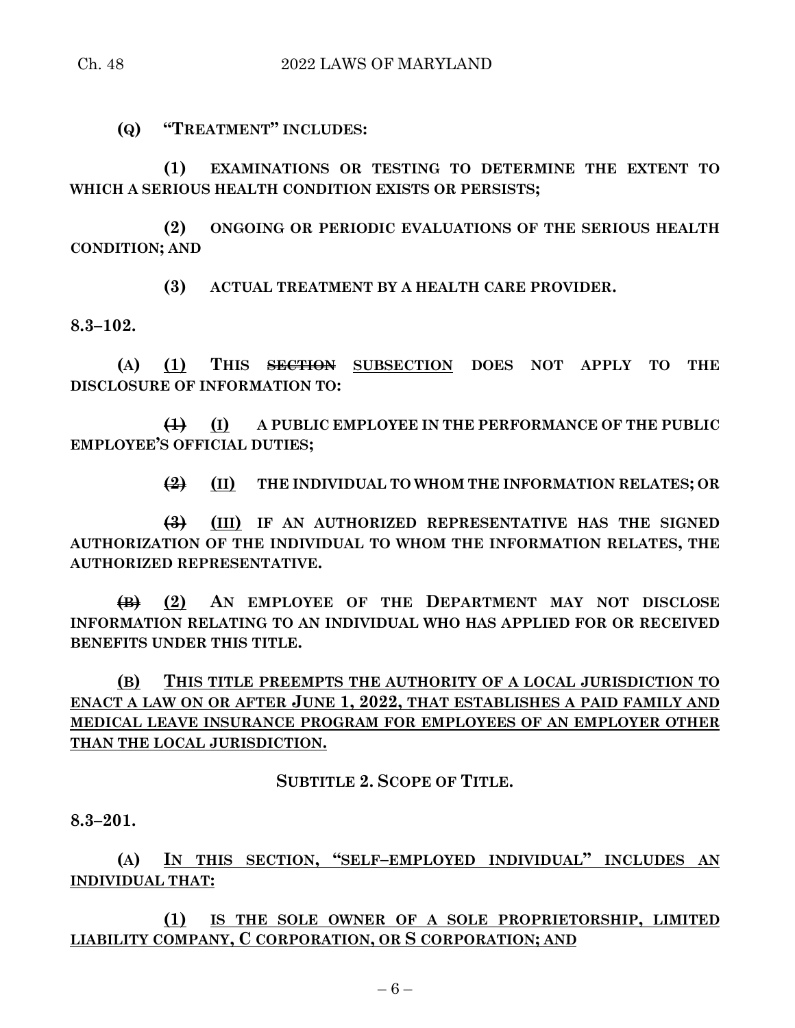**(Q) "TREATMENT" INCLUDES:**

**(1) EXAMINATIONS OR TESTING TO DETERMINE THE EXTENT TO WHICH A SERIOUS HEALTH CONDITION EXISTS OR PERSISTS;**

**(2) ONGOING OR PERIODIC EVALUATIONS OF THE SERIOUS HEALTH CONDITION; AND**

**(3) ACTUAL TREATMENT BY A HEALTH CARE PROVIDER.**

**8.3–102.**

**(A) <u>(1)</u> THIS ~~SECTION~~ <u>SUBSECTION</u> DOES NOT APPLY TO THE DISCLOSURE OF INFORMATION TO:**

**~~(1)~~ <u>(I)</u> A PUBLIC EMPLOYEE IN THE PERFORMANCE OF THE PUBLIC EMPLOYEE'S OFFICIAL DUTIES;**

**~~(2)~~ <u>(II)</u> THE INDIVIDUAL TO WHOM THE INFORMATION RELATES; OR**

**~~(3)~~ <u>(III)</u> IF AN AUTHORIZED REPRESENTATIVE HAS THE SIGNED AUTHORIZATION OF THE INDIVIDUAL TO WHOM THE INFORMATION RELATES, THE AUTHORIZED REPRESENTATIVE.**

**~~(B)~~ <u>(2)</u> AN EMPLOYEE OF THE DEPARTMENT MAY NOT DISCLOSE INFORMATION RELATING TO AN INDIVIDUAL WHO HAS APPLIED FOR OR RECEIVED BENEFITS UNDER THIS TITLE.**

**<u>(B) THIS TITLE PREEMPTS THE AUTHORITY OF A LOCAL JURISDICTION TO ENACT A LAW ON OR AFTER JUNE 1, 2022, THAT ESTABLISHES A PAID FAMILY AND MEDICAL LEAVE INSURANCE PROGRAM FOR EMPLOYEES OF AN EMPLOYER OTHER THAN THE LOCAL JURISDICTION.</u>**

**SUBTITLE 2. SCOPE OF TITLE.**

**8.3–201.**

**(A) <u>IN THIS SECTION, "SELF–EMPLOYED INDIVIDUAL" INCLUDES AN INDIVIDUAL THAT:</u>**

**<u>(1) IS THE SOLE OWNER OF A SOLE PROPRIETORSHIP, LIMITED LIABILITY COMPANY, C CORPORATION, OR S CORPORATION; AND</u>**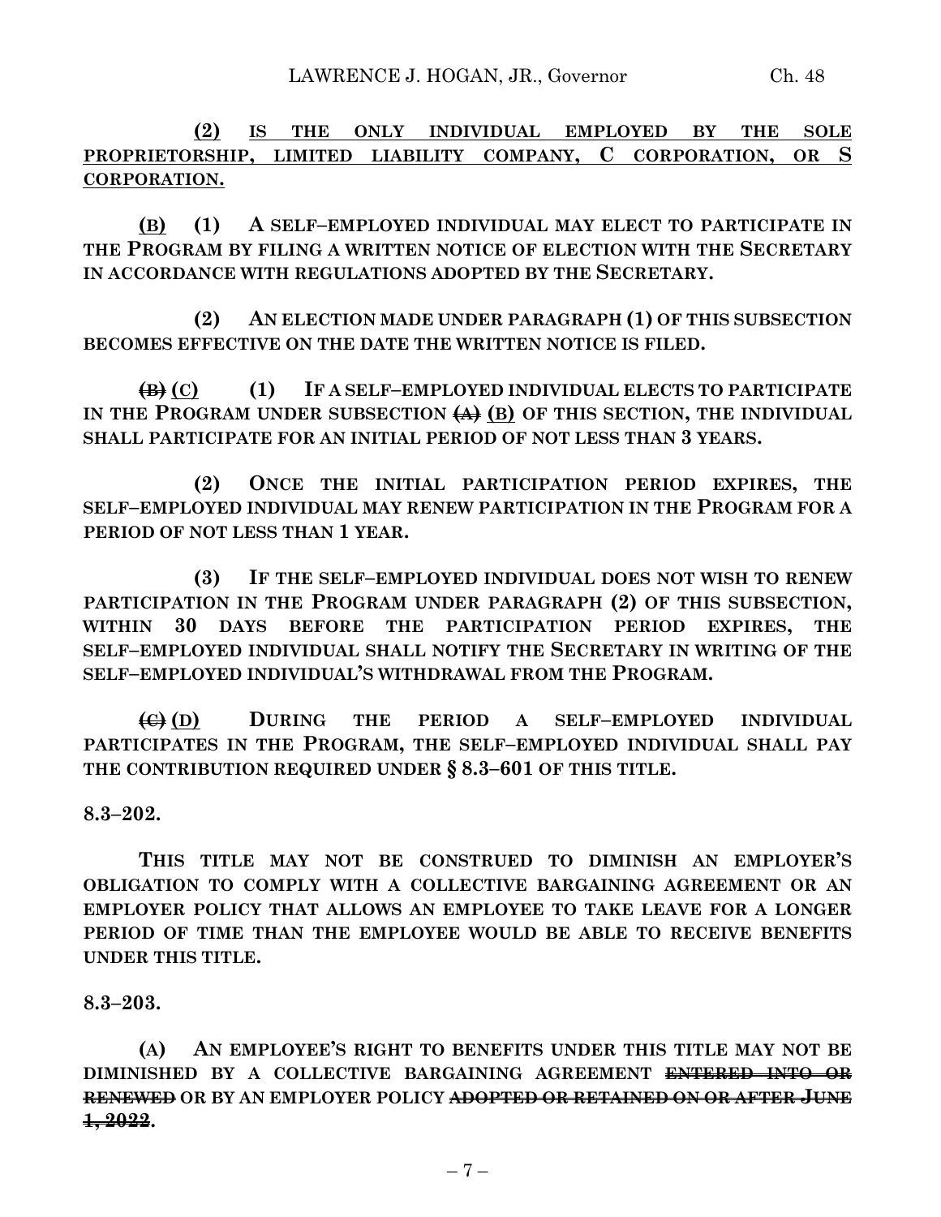**(2) <u>IS THE ONLY INDIVIDUAL EMPLOYED BY THE SOLE PROPRIETORSHIP, LIMITED LIABILITY COMPANY, C CORPORATION, OR S CORPORATION.</u>**

**<u>(B)</u> (1) A SELF–EMPLOYED INDIVIDUAL MAY ELECT TO PARTICIPATE IN THE PROGRAM BY FILING A WRITTEN NOTICE OF ELECTION WITH THE SECRETARY IN ACCORDANCE WITH REGULATIONS ADOPTED BY THE SECRETARY.**

**(2) AN ELECTION MADE UNDER PARAGRAPH (1) OF THIS SUBSECTION BECOMES EFFECTIVE ON THE DATE THE WRITTEN NOTICE IS FILED.**

**~~(B)~~ <u>(C)</u> (1) IF A SELF–EMPLOYED INDIVIDUAL ELECTS TO PARTICIPATE IN THE PROGRAM UNDER SUBSECTION ~~(A)~~ <u>(B)</u> OF THIS SECTION, THE INDIVIDUAL SHALL PARTICIPATE FOR AN INITIAL PERIOD OF NOT LESS THAN 3 YEARS.**

**(2) ONCE THE INITIAL PARTICIPATION PERIOD EXPIRES, THE SELF–EMPLOYED INDIVIDUAL MAY RENEW PARTICIPATION IN THE PROGRAM FOR A PERIOD OF NOT LESS THAN 1 YEAR.**

**(3) IF THE SELF–EMPLOYED INDIVIDUAL DOES NOT WISH TO RENEW PARTICIPATION IN THE PROGRAM UNDER PARAGRAPH (2) OF THIS SUBSECTION, WITHIN 30 DAYS BEFORE THE PARTICIPATION PERIOD EXPIRES, THE SELF–EMPLOYED INDIVIDUAL SHALL NOTIFY THE SECRETARY IN WRITING OF THE SELF–EMPLOYED INDIVIDUAL'S WITHDRAWAL FROM THE PROGRAM.**

**~~(C)~~ <u>(D)</u> DURING THE PERIOD A SELF–EMPLOYED INDIVIDUAL PARTICIPATES IN THE PROGRAM, THE SELF–EMPLOYED INDIVIDUAL SHALL PAY THE CONTRIBUTION REQUIRED UNDER § 8.3–601 OF THIS TITLE.**

**8.3–202.**

**THIS TITLE MAY NOT BE CONSTRUED TO DIMINISH AN EMPLOYER'S OBLIGATION TO COMPLY WITH A COLLECTIVE BARGAINING AGREEMENT OR AN EMPLOYER POLICY THAT ALLOWS AN EMPLOYEE TO TAKE LEAVE FOR A LONGER PERIOD OF TIME THAN THE EMPLOYEE WOULD BE ABLE TO RECEIVE BENEFITS UNDER THIS TITLE.**

**8.3–203.**

**(A) AN EMPLOYEE'S RIGHT TO BENEFITS UNDER THIS TITLE MAY NOT BE DIMINISHED BY A COLLECTIVE BARGAINING AGREEMENT ~~ENTERED INTO OR RENEWED~~ OR BY AN EMPLOYER POLICY ~~ADOPTED OR RETAINED ON OR AFTER JUNE 1, 2022~~.**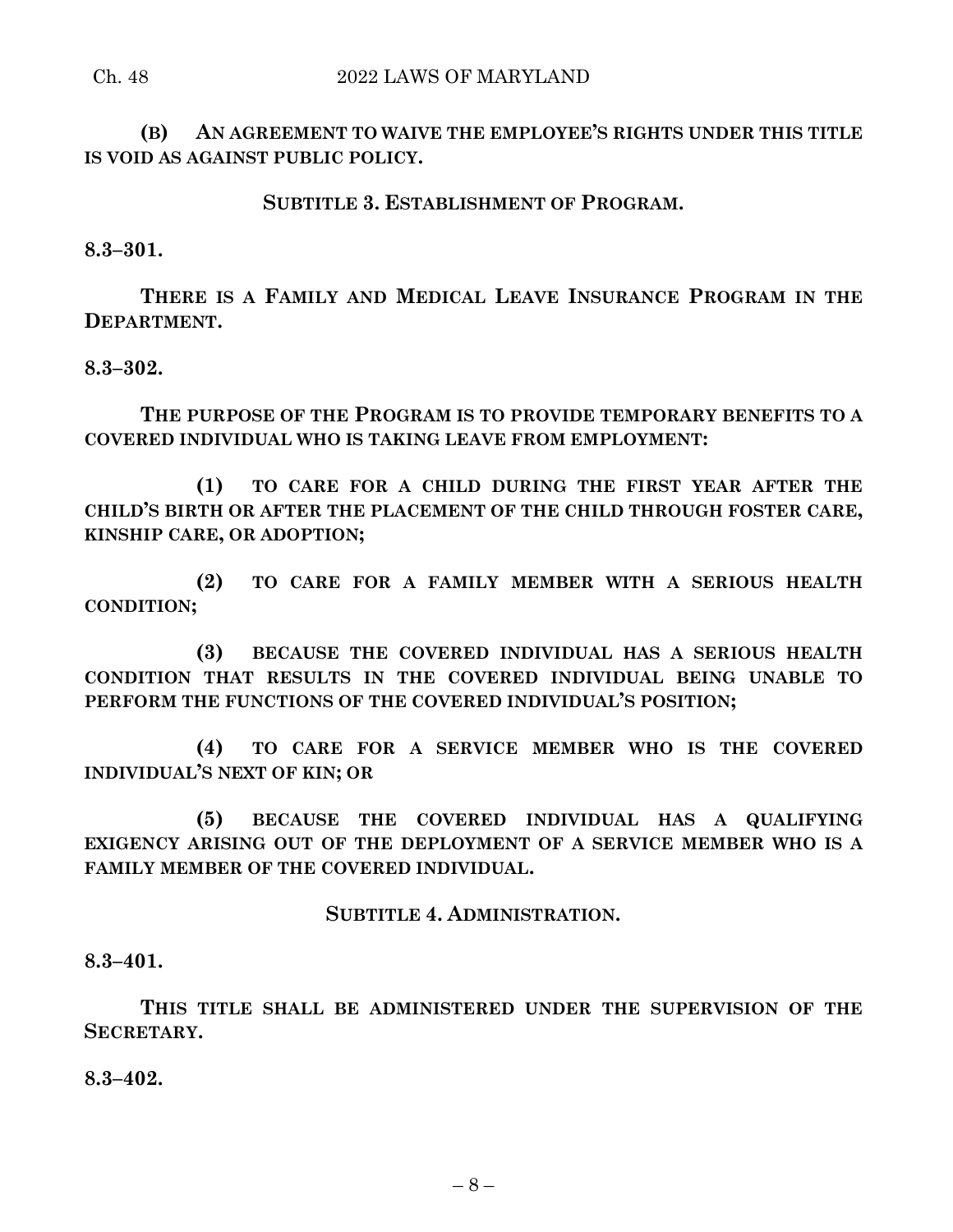**(B) AN AGREEMENT TO WAIVE THE EMPLOYEE'S RIGHTS UNDER THIS TITLE IS VOID AS AGAINST PUBLIC POLICY.**

**SUBTITLE 3. ESTABLISHMENT OF PROGRAM.**

**8.3–301.**

**THERE IS A FAMILY AND MEDICAL LEAVE INSURANCE PROGRAM IN THE DEPARTMENT.**

**8.3–302.**

**THE PURPOSE OF THE PROGRAM IS TO PROVIDE TEMPORARY BENEFITS TO A COVERED INDIVIDUAL WHO IS TAKING LEAVE FROM EMPLOYMENT:**

**(1) TO CARE FOR A CHILD DURING THE FIRST YEAR AFTER THE CHILD'S BIRTH OR AFTER THE PLACEMENT OF THE CHILD THROUGH FOSTER CARE, KINSHIP CARE, OR ADOPTION;**

**(2) TO CARE FOR A FAMILY MEMBER WITH A SERIOUS HEALTH CONDITION;**

**(3) BECAUSE THE COVERED INDIVIDUAL HAS A SERIOUS HEALTH CONDITION THAT RESULTS IN THE COVERED INDIVIDUAL BEING UNABLE TO PERFORM THE FUNCTIONS OF THE COVERED INDIVIDUAL'S POSITION;**

**(4) TO CARE FOR A SERVICE MEMBER WHO IS THE COVERED INDIVIDUAL'S NEXT OF KIN; OR**

**(5) BECAUSE THE COVERED INDIVIDUAL HAS A QUALIFYING EXIGENCY ARISING OUT OF THE DEPLOYMENT OF A SERVICE MEMBER WHO IS A FAMILY MEMBER OF THE COVERED INDIVIDUAL.**

**SUBTITLE 4. ADMINISTRATION.**

**8.3–401.**

**THIS TITLE SHALL BE ADMINISTERED UNDER THE SUPERVISION OF THE SECRETARY.**

**8.3–402.**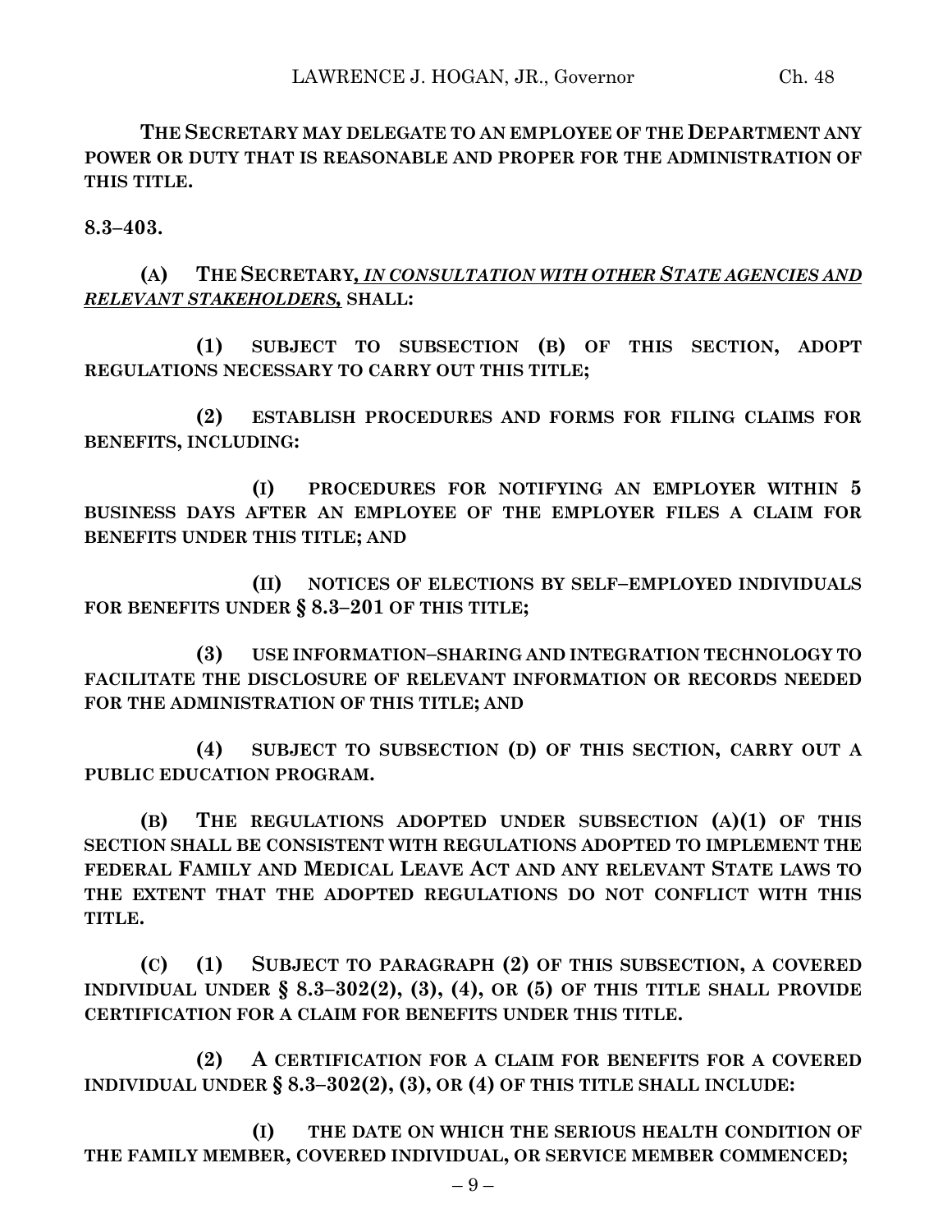**THE SECRETARY MAY DELEGATE TO AN EMPLOYEE OF THE DEPARTMENT ANY POWER OR DUTY THAT IS REASONABLE AND PROPER FOR THE ADMINISTRATION OF THIS TITLE.**

**8.3–403.**

**(A) THE SECRETARY,** ***IN CONSULTATION WITH OTHER STATE AGENCIES AND RELEVANT STAKEHOLDERS,*** **SHALL:**

**(1) SUBJECT TO SUBSECTION (B) OF THIS SECTION, ADOPT REGULATIONS NECESSARY TO CARRY OUT THIS TITLE;**

**(2) ESTABLISH PROCEDURES AND FORMS FOR FILING CLAIMS FOR BENEFITS, INCLUDING:**

**(I) PROCEDURES FOR NOTIFYING AN EMPLOYER WITHIN 5 BUSINESS DAYS AFTER AN EMPLOYEE OF THE EMPLOYER FILES A CLAIM FOR BENEFITS UNDER THIS TITLE; AND**

**(II) NOTICES OF ELECTIONS BY SELF–EMPLOYED INDIVIDUALS FOR BENEFITS UNDER § 8.3–201 OF THIS TITLE;**

**(3) USE INFORMATION–SHARING AND INTEGRATION TECHNOLOGY TO FACILITATE THE DISCLOSURE OF RELEVANT INFORMATION OR RECORDS NEEDED FOR THE ADMINISTRATION OF THIS TITLE; AND**

**(4) SUBJECT TO SUBSECTION (D) OF THIS SECTION, CARRY OUT A PUBLIC EDUCATION PROGRAM.**

**(B) THE REGULATIONS ADOPTED UNDER SUBSECTION (A)(1) OF THIS SECTION SHALL BE CONSISTENT WITH REGULATIONS ADOPTED TO IMPLEMENT THE FEDERAL FAMILY AND MEDICAL LEAVE ACT AND ANY RELEVANT STATE LAWS TO THE EXTENT THAT THE ADOPTED REGULATIONS DO NOT CONFLICT WITH THIS TITLE.**

**(C) (1) SUBJECT TO PARAGRAPH (2) OF THIS SUBSECTION, A COVERED INDIVIDUAL UNDER § 8.3–302(2), (3), (4), OR (5) OF THIS TITLE SHALL PROVIDE CERTIFICATION FOR A CLAIM FOR BENEFITS UNDER THIS TITLE.**

**(2) A CERTIFICATION FOR A CLAIM FOR BENEFITS FOR A COVERED INDIVIDUAL UNDER § 8.3–302(2), (3), OR (4) OF THIS TITLE SHALL INCLUDE:**

**(I) THE DATE ON WHICH THE SERIOUS HEALTH CONDITION OF THE FAMILY MEMBER, COVERED INDIVIDUAL, OR SERVICE MEMBER COMMENCED;**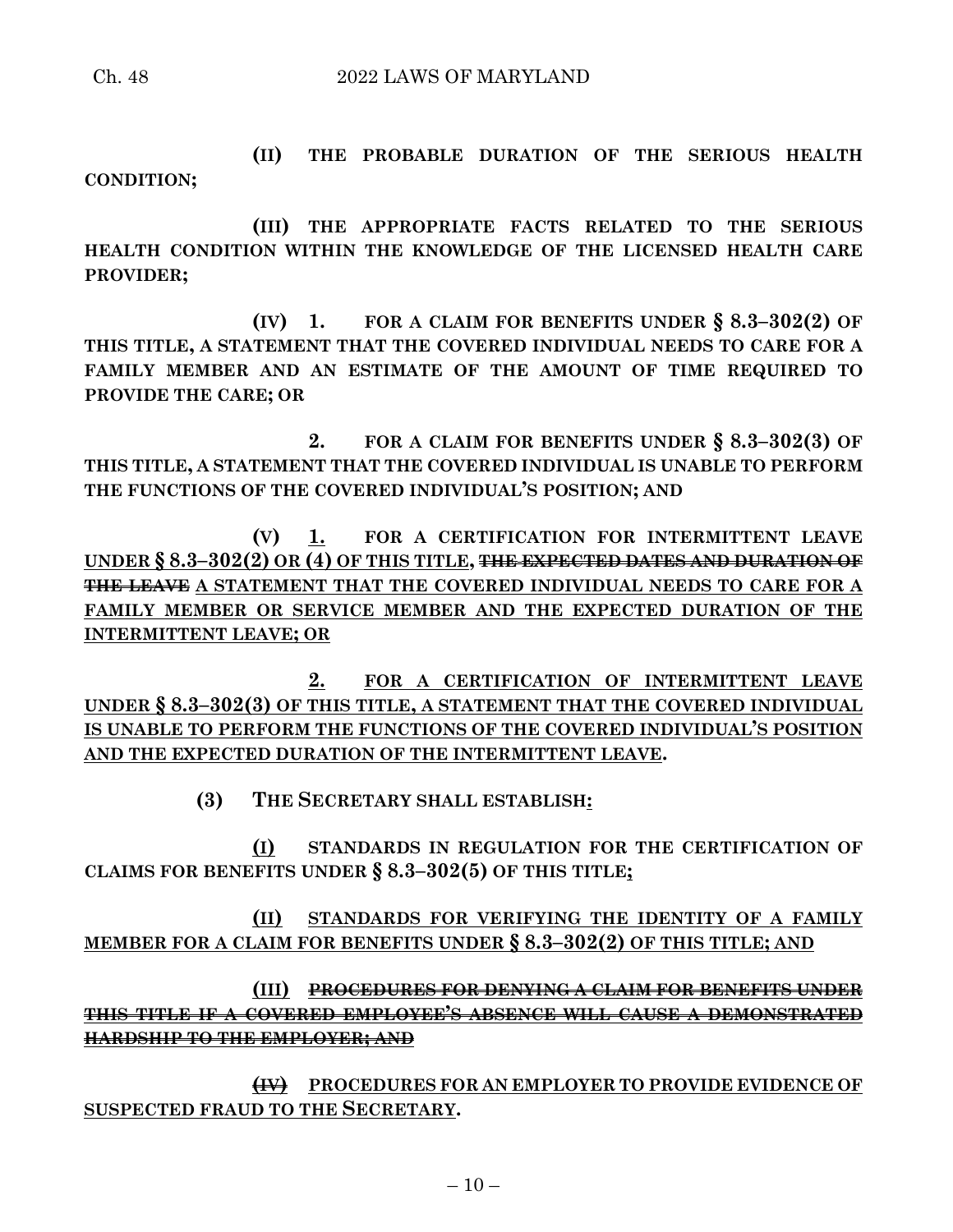**(II) THE PROBABLE DURATION OF THE SERIOUS HEALTH CONDITION;**

**(III) THE APPROPRIATE FACTS RELATED TO THE SERIOUS HEALTH CONDITION WITHIN THE KNOWLEDGE OF THE LICENSED HEALTH CARE PROVIDER;**

**(IV) 1. FOR A CLAIM FOR BENEFITS UNDER § 8.3–302(2) OF THIS TITLE, A STATEMENT THAT THE COVERED INDIVIDUAL NEEDS TO CARE FOR A FAMILY MEMBER AND AN ESTIMATE OF THE AMOUNT OF TIME REQUIRED TO PROVIDE THE CARE; OR**

**2. FOR A CLAIM FOR BENEFITS UNDER § 8.3–302(3) OF THIS TITLE, A STATEMENT THAT THE COVERED INDIVIDUAL IS UNABLE TO PERFORM THE FUNCTIONS OF THE COVERED INDIVIDUAL'S POSITION; AND**

**(V) <u>1.</u> FOR A CERTIFICATION FOR INTERMITTENT LEAVE <u>UNDER § 8.3–302(2)</u> OR <u>(4)</u> <u>OF THIS TITLE</u>, ~~THE EXPECTED DATES AND DURATION OF THE LEAVE~~ <u>A STATEMENT THAT THE COVERED INDIVIDUAL NEEDS TO CARE FOR A FAMILY MEMBER OR SERVICE MEMBER AND THE EXPECTED DURATION OF THE INTERMITTENT LEAVE; OR</u>**

**<u>2. FOR A CERTIFICATION OF INTERMITTENT LEAVE UNDER § 8.3–302(3) OF THIS TITLE, A STATEMENT THAT THE COVERED INDIVIDUAL IS UNABLE TO PERFORM THE FUNCTIONS OF THE COVERED INDIVIDUAL'S POSITION AND THE EXPECTED DURATION OF THE INTERMITTENT LEAVE</u>.**

**(3) THE SECRETARY SHALL ESTABLISH<u>:</u>**

**<u>(I)</u> STANDARDS IN REGULATION FOR THE CERTIFICATION OF CLAIMS FOR BENEFITS UNDER § 8.3–302(5) OF THIS TITLE<u>;</u>**

**<u>(II) STANDARDS FOR VERIFYING THE IDENTITY OF A FAMILY MEMBER FOR A CLAIM FOR BENEFITS UNDER § 8.3–302(2) OF THIS TITLE; AND</u>**

**<u>(III)</u> ~~<u>PROCEDURES FOR DENYING A CLAIM FOR BENEFITS UNDER THIS TITLE IF A COVERED EMPLOYEE'S ABSENCE WILL CAUSE A DEMONSTRATED HARDSHIP TO THE EMPLOYER; AND</u>~~**

**~~<u>(IV)</u>~~ <u>PROCEDURES FOR AN EMPLOYER TO PROVIDE EVIDENCE OF SUSPECTED FRAUD TO THE SECRETARY</u>.**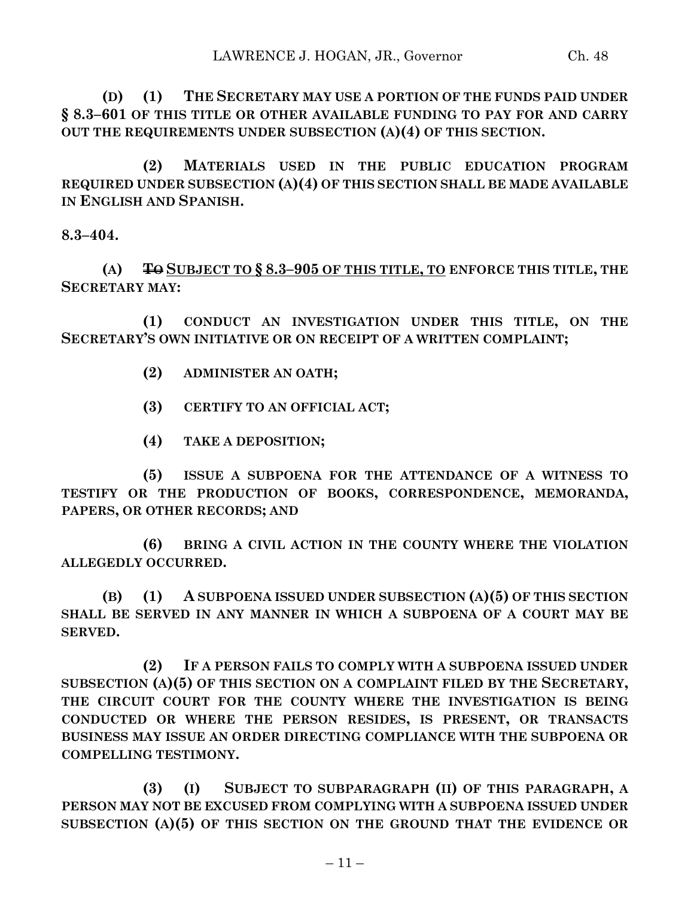**(D) (1) THE SECRETARY MAY USE A PORTION OF THE FUNDS PAID UNDER § 8.3–601 OF THIS TITLE OR OTHER AVAILABLE FUNDING TO PAY FOR AND CARRY OUT THE REQUIREMENTS UNDER SUBSECTION (A)(4) OF THIS SECTION.**

**(2) MATERIALS USED IN THE PUBLIC EDUCATION PROGRAM REQUIRED UNDER SUBSECTION (A)(4) OF THIS SECTION SHALL BE MADE AVAILABLE IN ENGLISH AND SPANISH.**

**8.3–404.**

**(A) ~~TO~~ <u>SUBJECT TO § 8.3–905 OF THIS TITLE, TO</u> ENFORCE THIS TITLE, THE SECRETARY MAY:**

**(1) CONDUCT AN INVESTIGATION UNDER THIS TITLE, ON THE SECRETARY'S OWN INITIATIVE OR ON RECEIPT OF A WRITTEN COMPLAINT;**

**(2) ADMINISTER AN OATH;**

**(3) CERTIFY TO AN OFFICIAL ACT;**

**(4) TAKE A DEPOSITION;**

**(5) ISSUE A SUBPOENA FOR THE ATTENDANCE OF A WITNESS TO TESTIFY OR THE PRODUCTION OF BOOKS, CORRESPONDENCE, MEMORANDA, PAPERS, OR OTHER RECORDS; AND**

**(6) BRING A CIVIL ACTION IN THE COUNTY WHERE THE VIOLATION ALLEGEDLY OCCURRED.**

**(B) (1) A SUBPOENA ISSUED UNDER SUBSECTION (A)(5) OF THIS SECTION SHALL BE SERVED IN ANY MANNER IN WHICH A SUBPOENA OF A COURT MAY BE SERVED.**

**(2) IF A PERSON FAILS TO COMPLY WITH A SUBPOENA ISSUED UNDER SUBSECTION (A)(5) OF THIS SECTION ON A COMPLAINT FILED BY THE SECRETARY, THE CIRCUIT COURT FOR THE COUNTY WHERE THE INVESTIGATION IS BEING CONDUCTED OR WHERE THE PERSON RESIDES, IS PRESENT, OR TRANSACTS BUSINESS MAY ISSUE AN ORDER DIRECTING COMPLIANCE WITH THE SUBPOENA OR COMPELLING TESTIMONY.**

**(3) (I) SUBJECT TO SUBPARAGRAPH (II) OF THIS PARAGRAPH, A PERSON MAY NOT BE EXCUSED FROM COMPLYING WITH A SUBPOENA ISSUED UNDER SUBSECTION (A)(5) OF THIS SECTION ON THE GROUND THAT THE EVIDENCE OR**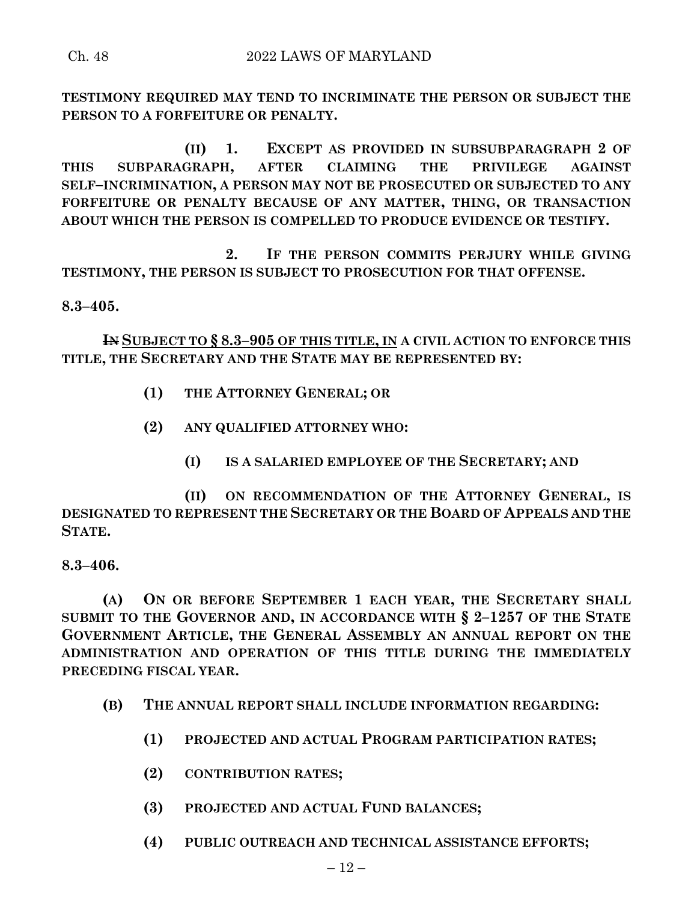**TESTIMONY REQUIRED MAY TEND TO INCRIMINATE THE PERSON OR SUBJECT THE PERSON TO A FORFEITURE OR PENALTY.**

**(II) 1. EXCEPT AS PROVIDED IN SUBSUBPARAGRAPH 2 OF THIS SUBPARAGRAPH, AFTER CLAIMING THE PRIVILEGE AGAINST SELF–INCRIMINATION, A PERSON MAY NOT BE PROSECUTED OR SUBJECTED TO ANY FORFEITURE OR PENALTY BECAUSE OF ANY MATTER, THING, OR TRANSACTION ABOUT WHICH THE PERSON IS COMPELLED TO PRODUCE EVIDENCE OR TESTIFY.**

**2. IF THE PERSON COMMITS PERJURY WHILE GIVING TESTIMONY, THE PERSON IS SUBJECT TO PROSECUTION FOR THAT OFFENSE.**

**8.3–405.**

~~**IN**~~ **SUBJECT TO § 8.3–905 OF THIS TITLE, IN A CIVIL ACTION TO ENFORCE THIS TITLE, THE SECRETARY AND THE STATE MAY BE REPRESENTED BY:**

**(1) THE ATTORNEY GENERAL; OR**

**(2) ANY QUALIFIED ATTORNEY WHO:**

**(I) IS A SALARIED EMPLOYEE OF THE SECRETARY; AND**

**(II) ON RECOMMENDATION OF THE ATTORNEY GENERAL, IS DESIGNATED TO REPRESENT THE SECRETARY OR THE BOARD OF APPEALS AND THE STATE.**

**8.3–406.**

**(A) ON OR BEFORE SEPTEMBER 1 EACH YEAR, THE SECRETARY SHALL SUBMIT TO THE GOVERNOR AND, IN ACCORDANCE WITH § 2–1257 OF THE STATE GOVERNMENT ARTICLE, THE GENERAL ASSEMBLY AN ANNUAL REPORT ON THE ADMINISTRATION AND OPERATION OF THIS TITLE DURING THE IMMEDIATELY PRECEDING FISCAL YEAR.**

**(B) THE ANNUAL REPORT SHALL INCLUDE INFORMATION REGARDING:**

**(1) PROJECTED AND ACTUAL PROGRAM PARTICIPATION RATES;**

**(2) CONTRIBUTION RATES;**

**(3) PROJECTED AND ACTUAL FUND BALANCES;**

**(4) PUBLIC OUTREACH AND TECHNICAL ASSISTANCE EFFORTS;**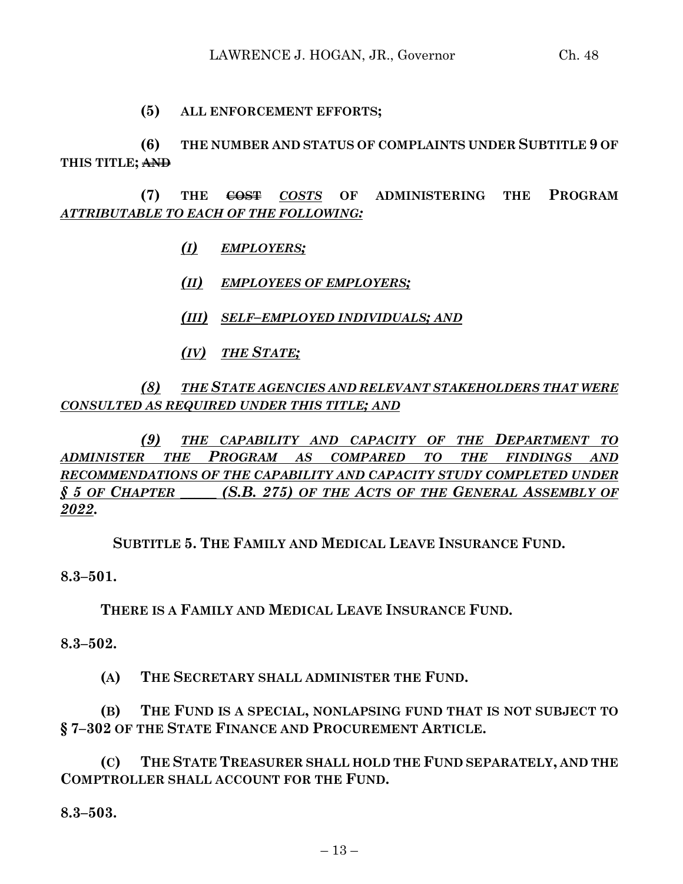**(5) ALL ENFORCEMENT EFFORTS;**

**(6) THE NUMBER AND STATUS OF COMPLAINTS UNDER SUBTITLE 9 OF THIS TITLE;** ~~**AND**~~

**(7) THE** ~~**COST**~~ ***COSTS*** **OF ADMINISTERING THE PROGRAM** ***ATTRIBUTABLE TO EACH OF THE FOLLOWING:***

***(I) EMPLOYERS;***

***(II) EMPLOYEES OF EMPLOYERS;***

***(III) SELF–EMPLOYED INDIVIDUALS; AND***

***(IV) THE STATE;***

***(8) THE STATE AGENCIES AND RELEVANT STAKEHOLDERS THAT WERE CONSULTED AS REQUIRED UNDER THIS TITLE; AND***

***(9) THE CAPABILITY AND CAPACITY OF THE DEPARTMENT TO ADMINISTER THE PROGRAM AS COMPARED TO THE FINDINGS AND RECOMMENDATIONS OF THE CAPABILITY AND CAPACITY STUDY COMPLETED UNDER § 5 OF CHAPTER _____ (S.B. 275) OF THE ACTS OF THE GENERAL ASSEMBLY OF 2022.***

**SUBTITLE 5. THE FAMILY AND MEDICAL LEAVE INSURANCE FUND.**

**8.3–501.**

**THERE IS A FAMILY AND MEDICAL LEAVE INSURANCE FUND.**

**8.3–502.**

**(A) THE SECRETARY SHALL ADMINISTER THE FUND.**

**(B) THE FUND IS A SPECIAL, NONLAPSING FUND THAT IS NOT SUBJECT TO § 7–302 OF THE STATE FINANCE AND PROCUREMENT ARTICLE.**

**(C) THE STATE TREASURER SHALL HOLD THE FUND SEPARATELY, AND THE COMPTROLLER SHALL ACCOUNT FOR THE FUND.**

**8.3–503.**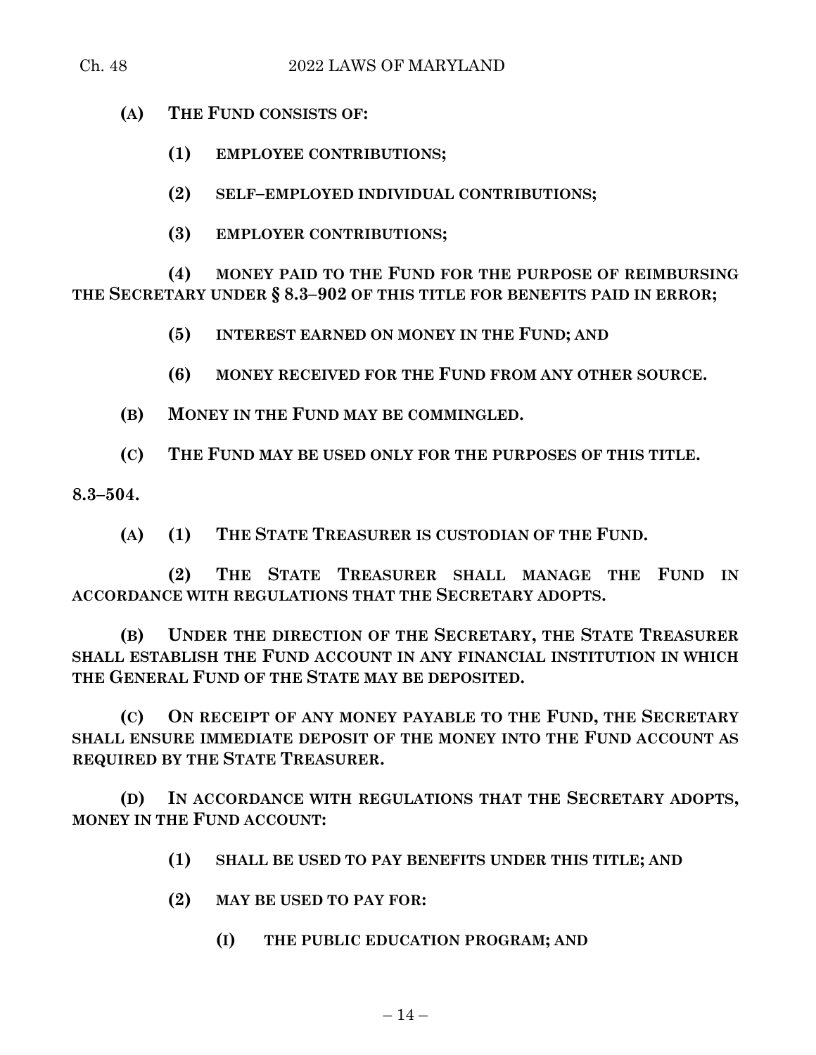**(A) THE FUND CONSISTS OF:**

**(1) EMPLOYEE CONTRIBUTIONS;**

**(2) SELF–EMPLOYED INDIVIDUAL CONTRIBUTIONS;**

**(3) EMPLOYER CONTRIBUTIONS;**

**(4) MONEY PAID TO THE FUND FOR THE PURPOSE OF REIMBURSING THE SECRETARY UNDER § 8.3–902 OF THIS TITLE FOR BENEFITS PAID IN ERROR;**

**(5) INTEREST EARNED ON MONEY IN THE FUND; AND**

**(6) MONEY RECEIVED FOR THE FUND FROM ANY OTHER SOURCE.**

**(B) MONEY IN THE FUND MAY BE COMMINGLED.**

**(C) THE FUND MAY BE USED ONLY FOR THE PURPOSES OF THIS TITLE.**

**8.3–504.**

**(A) (1) THE STATE TREASURER IS CUSTODIAN OF THE FUND.**

**(2) THE STATE TREASURER SHALL MANAGE THE FUND IN ACCORDANCE WITH REGULATIONS THAT THE SECRETARY ADOPTS.**

**(B) UNDER THE DIRECTION OF THE SECRETARY, THE STATE TREASURER SHALL ESTABLISH THE FUND ACCOUNT IN ANY FINANCIAL INSTITUTION IN WHICH THE GENERAL FUND OF THE STATE MAY BE DEPOSITED.**

**(C) ON RECEIPT OF ANY MONEY PAYABLE TO THE FUND, THE SECRETARY SHALL ENSURE IMMEDIATE DEPOSIT OF THE MONEY INTO THE FUND ACCOUNT AS REQUIRED BY THE STATE TREASURER.**

**(D) IN ACCORDANCE WITH REGULATIONS THAT THE SECRETARY ADOPTS, MONEY IN THE FUND ACCOUNT:**

**(1) SHALL BE USED TO PAY BENEFITS UNDER THIS TITLE; AND**

**(2) MAY BE USED TO PAY FOR:**

**(I) THE PUBLIC EDUCATION PROGRAM; AND**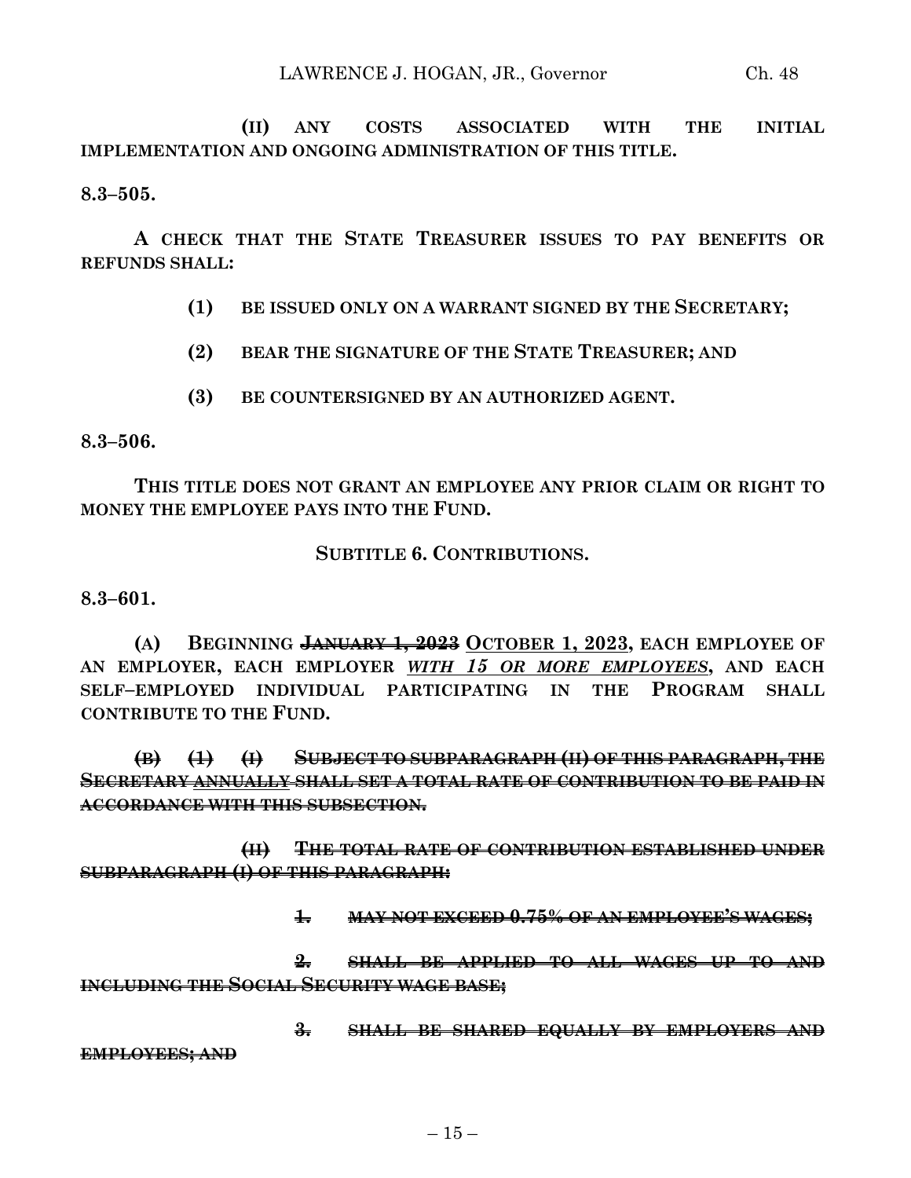(II) ANY COSTS ASSOCIATED WITH THE INITIAL IMPLEMENTATION AND ONGOING ADMINISTRATION OF THIS TITLE.

**8.3–505.**

**A CHECK THAT THE STATE TREASURER ISSUES TO PAY BENEFITS OR REFUNDS SHALL:**

**(1) BE ISSUED ONLY ON A WARRANT SIGNED BY THE SECRETARY;**

**(2) BEAR THE SIGNATURE OF THE STATE TREASURER; AND**

**(3) BE COUNTERSIGNED BY AN AUTHORIZED AGENT.**

**8.3–506.**

**THIS TITLE DOES NOT GRANT AN EMPLOYEE ANY PRIOR CLAIM OR RIGHT TO MONEY THE EMPLOYEE PAYS INTO THE FUND.**

**SUBTITLE 6. CONTRIBUTIONS.**

**8.3–601.**

**(A) BEGINNING ~~JANUARY 1, 2023~~ <u>OCTOBER 1, 2023</u>, EACH EMPLOYEE OF AN EMPLOYER, EACH EMPLOYER *<u>WITH 15 OR MORE EMPLOYEES</u>*, AND EACH SELF–EMPLOYED INDIVIDUAL PARTICIPATING IN THE PROGRAM SHALL CONTRIBUTE TO THE FUND.**

~~**(B) (1) (I) SUBJECT TO SUBPARAGRAPH (II) OF THIS PARAGRAPH, THE SECRETARY <u>ANNUALLY</u> SHALL SET A TOTAL RATE OF CONTRIBUTION TO BE PAID IN ACCORDANCE WITH THIS SUBSECTION.**~~

~~**(II) THE TOTAL RATE OF CONTRIBUTION ESTABLISHED UNDER SUBPARAGRAPH (I) OF THIS PARAGRAPH:**~~

~~**1. MAY NOT EXCEED 0.75% OF AN EMPLOYEE'S WAGES;**~~

~~**2. SHALL BE APPLIED TO ALL WAGES UP TO AND INCLUDING THE SOCIAL SECURITY WAGE BASE;**~~

~~**3. SHALL BE SHARED EQUALLY BY EMPLOYERS AND EMPLOYEES; AND**~~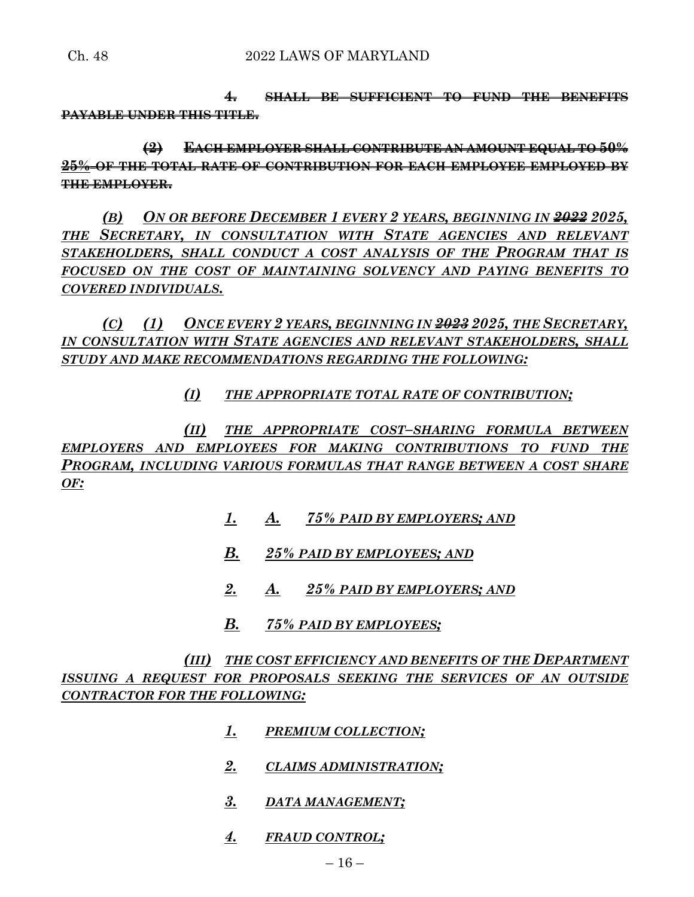~~4. SHALL BE SUFFICIENT TO FUND THE BENEFITS PAYABLE UNDER THIS TITLE.~~

~~(2) EACH EMPLOYER SHALL CONTRIBUTE AN AMOUNT EQUAL TO 50% 25% OF THE TOTAL RATE OF CONTRIBUTION FOR EACH EMPLOYEE EMPLOYED BY THE EMPLOYER.~~

*(B) ON OR BEFORE DECEMBER 1 EVERY 2 YEARS, BEGINNING IN ~~2022~~ 2025, THE SECRETARY, IN CONSULTATION WITH STATE AGENCIES AND RELEVANT STAKEHOLDERS, SHALL CONDUCT A COST ANALYSIS OF THE PROGRAM THAT IS FOCUSED ON THE COST OF MAINTAINING SOLVENCY AND PAYING BENEFITS TO COVERED INDIVIDUALS.*

*(C) (1) ONCE EVERY 2 YEARS, BEGINNING IN ~~2023~~ 2025, THE SECRETARY, IN CONSULTATION WITH STATE AGENCIES AND RELEVANT STAKEHOLDERS, SHALL STUDY AND MAKE RECOMMENDATIONS REGARDING THE FOLLOWING:*

*(I) THE APPROPRIATE TOTAL RATE OF CONTRIBUTION;*

*(II) THE APPROPRIATE COST–SHARING FORMULA BETWEEN EMPLOYERS AND EMPLOYEES FOR MAKING CONTRIBUTIONS TO FUND THE PROGRAM, INCLUDING VARIOUS FORMULAS THAT RANGE BETWEEN A COST SHARE OF:*

*1. A. 75% PAID BY EMPLOYERS; AND*

*B. 25% PAID BY EMPLOYEES; AND*

*2. A. 25% PAID BY EMPLOYERS; AND*

*B. 75% PAID BY EMPLOYEES;*

*(III) THE COST EFFICIENCY AND BENEFITS OF THE DEPARTMENT ISSUING A REQUEST FOR PROPOSALS SEEKING THE SERVICES OF AN OUTSIDE CONTRACTOR FOR THE FOLLOWING:*

*1. PREMIUM COLLECTION;*

*2. CLAIMS ADMINISTRATION;*

*3. DATA MANAGEMENT;*

*4. FRAUD CONTROL;*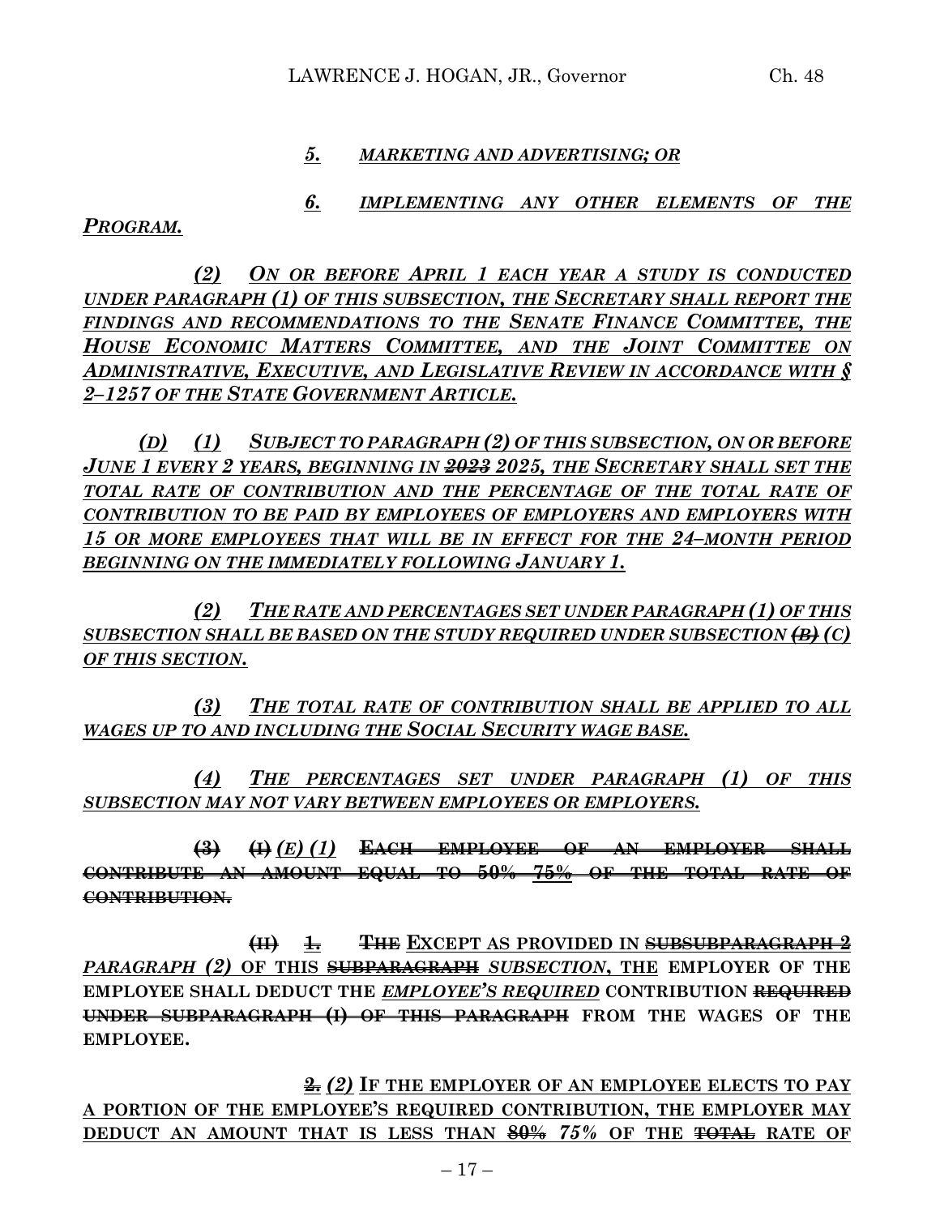*5. MARKETING AND ADVERTISING; OR*

*6. IMPLEMENTING ANY OTHER ELEMENTS OF THE PROGRAM.*

*(2) ON OR BEFORE APRIL 1 EACH YEAR A STUDY IS CONDUCTED UNDER PARAGRAPH (1) OF THIS SUBSECTION, THE SECRETARY SHALL REPORT THE FINDINGS AND RECOMMENDATIONS TO THE SENATE FINANCE COMMITTEE, THE HOUSE ECONOMIC MATTERS COMMITTEE, AND THE JOINT COMMITTEE ON ADMINISTRATIVE, EXECUTIVE, AND LEGISLATIVE REVIEW IN ACCORDANCE WITH § 2–1257 OF THE STATE GOVERNMENT ARTICLE.*

*(D) (1) SUBJECT TO PARAGRAPH (2) OF THIS SUBSECTION, ON OR BEFORE JUNE 1 EVERY 2 YEARS, BEGINNING IN ~~2023~~ 2025, THE SECRETARY SHALL SET THE TOTAL RATE OF CONTRIBUTION AND THE PERCENTAGE OF THE TOTAL RATE OF CONTRIBUTION TO BE PAID BY EMPLOYEES OF EMPLOYERS AND EMPLOYERS WITH 15 OR MORE EMPLOYEES THAT WILL BE IN EFFECT FOR THE 24–MONTH PERIOD BEGINNING ON THE IMMEDIATELY FOLLOWING JANUARY 1.*

*(2) THE RATE AND PERCENTAGES SET UNDER PARAGRAPH (1) OF THIS SUBSECTION SHALL BE BASED ON THE STUDY REQUIRED UNDER SUBSECTION ~~(B)~~ (C) OF THIS SECTION.*

*(3) THE TOTAL RATE OF CONTRIBUTION SHALL BE APPLIED TO ALL WAGES UP TO AND INCLUDING THE SOCIAL SECURITY WAGE BASE.*

*(4) THE PERCENTAGES SET UNDER PARAGRAPH (1) OF THIS SUBSECTION MAY NOT VARY BETWEEN EMPLOYEES OR EMPLOYERS.*

~~(3)~~ ~~(I)~~ *(E) (1)* ~~EACH EMPLOYEE OF AN EMPLOYER SHALL CONTRIBUTE AN AMOUNT EQUAL TO 50% 75% OF THE TOTAL RATE OF CONTRIBUTION.~~

~~(II)~~ ~~1.~~ ~~THE~~ **EXCEPT AS PROVIDED IN** ~~SUBSUBPARAGRAPH 2~~ *PARAGRAPH (2)* **OF THIS** ~~SUBPARAGRAPH~~ *SUBSECTION*, **THE EMPLOYER OF THE EMPLOYEE SHALL DEDUCT THE** *EMPLOYEE'S REQUIRED* **CONTRIBUTION** ~~REQUIRED UNDER SUBPARAGRAPH (I) OF THIS PARAGRAPH~~ **FROM THE WAGES OF THE EMPLOYEE.**

~~2.~~ *(2)* **IF THE EMPLOYER OF AN EMPLOYEE ELECTS TO PAY A PORTION OF THE EMPLOYEE'S REQUIRED CONTRIBUTION, THE EMPLOYER MAY DEDUCT AN AMOUNT THAT IS LESS THAN** ~~80%~~ *75%* **OF THE** ~~TOTAL~~ **RATE OF**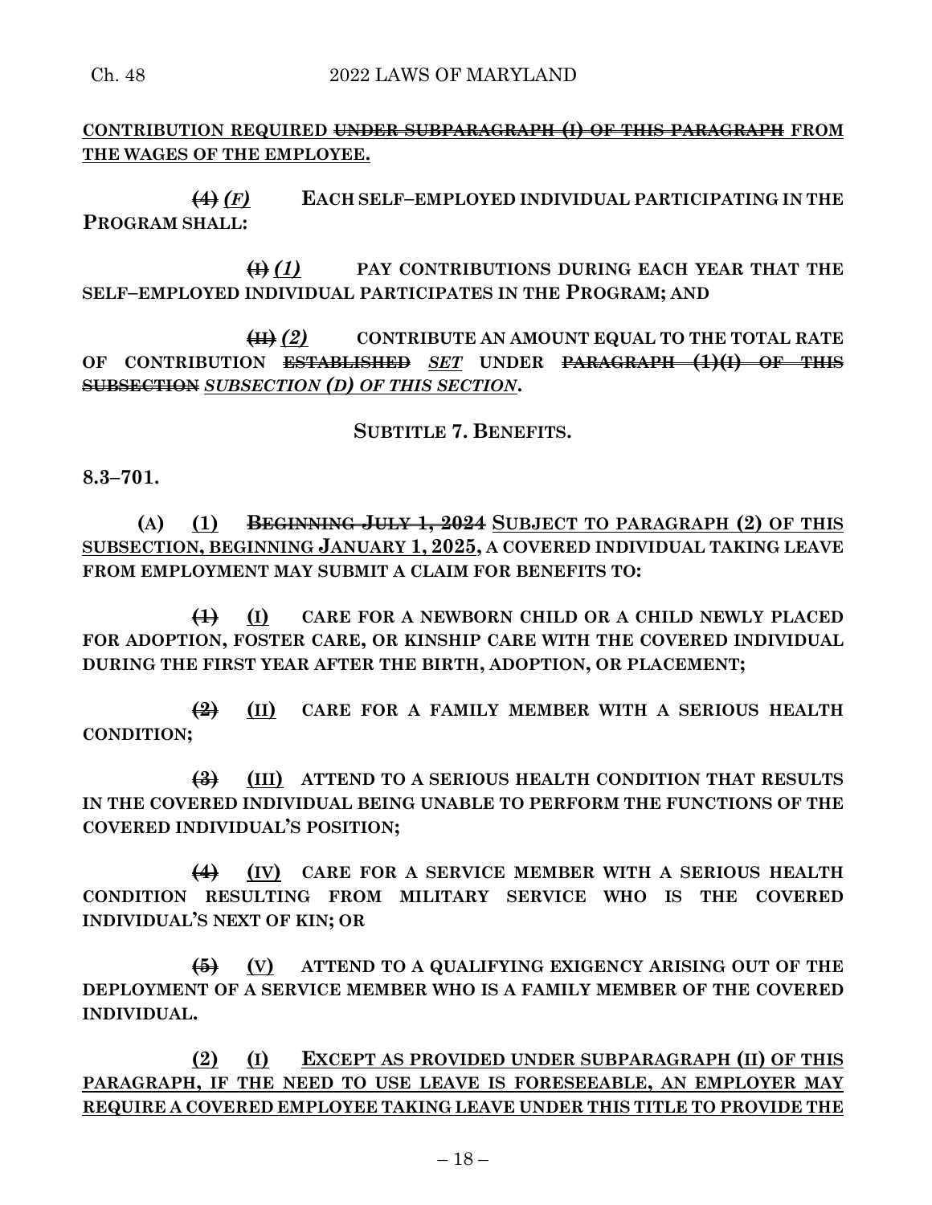**CONTRIBUTION REQUIRED ~~UNDER SUBPARAGRAPH (I) OF THIS PARAGRAPH~~ FROM THE WAGES OF THE EMPLOYEE.**

**~~(4)~~ *(F)* EACH SELF–EMPLOYED INDIVIDUAL PARTICIPATING IN THE PROGRAM SHALL:**

**~~(I)~~ *(1)* PAY CONTRIBUTIONS DURING EACH YEAR THAT THE SELF–EMPLOYED INDIVIDUAL PARTICIPATES IN THE PROGRAM; AND**

**~~(II)~~ *(2)* CONTRIBUTE AN AMOUNT EQUAL TO THE TOTAL RATE OF CONTRIBUTION ~~ESTABLISHED~~ *SET* UNDER ~~PARAGRAPH (1)(I) OF THIS SUBSECTION~~ *SUBSECTION (D) OF THIS SECTION*.**

**SUBTITLE 7. BENEFITS.**

**8.3–701.**

**(A) (1) ~~BEGINNING JULY 1, 2024~~ SUBJECT TO PARAGRAPH (2) OF THIS SUBSECTION, BEGINNING JANUARY 1, 2025, A COVERED INDIVIDUAL TAKING LEAVE FROM EMPLOYMENT MAY SUBMIT A CLAIM FOR BENEFITS TO:**

**~~(1)~~ (I) CARE FOR A NEWBORN CHILD OR A CHILD NEWLY PLACED FOR ADOPTION, FOSTER CARE, OR KINSHIP CARE WITH THE COVERED INDIVIDUAL DURING THE FIRST YEAR AFTER THE BIRTH, ADOPTION, OR PLACEMENT;**

**~~(2)~~ (II) CARE FOR A FAMILY MEMBER WITH A SERIOUS HEALTH CONDITION;**

**~~(3)~~ (III) ATTEND TO A SERIOUS HEALTH CONDITION THAT RESULTS IN THE COVERED INDIVIDUAL BEING UNABLE TO PERFORM THE FUNCTIONS OF THE COVERED INDIVIDUAL'S POSITION;**

**~~(4)~~ (IV) CARE FOR A SERVICE MEMBER WITH A SERIOUS HEALTH CONDITION RESULTING FROM MILITARY SERVICE WHO IS THE COVERED INDIVIDUAL'S NEXT OF KIN; OR**

**~~(5)~~ (V) ATTEND TO A QUALIFYING EXIGENCY ARISING OUT OF THE DEPLOYMENT OF A SERVICE MEMBER WHO IS A FAMILY MEMBER OF THE COVERED INDIVIDUAL.**

**(2) (I) EXCEPT AS PROVIDED UNDER SUBPARAGRAPH (II) OF THIS PARAGRAPH, IF THE NEED TO USE LEAVE IS FORESEEABLE, AN EMPLOYER MAY REQUIRE A COVERED EMPLOYEE TAKING LEAVE UNDER THIS TITLE TO PROVIDE THE**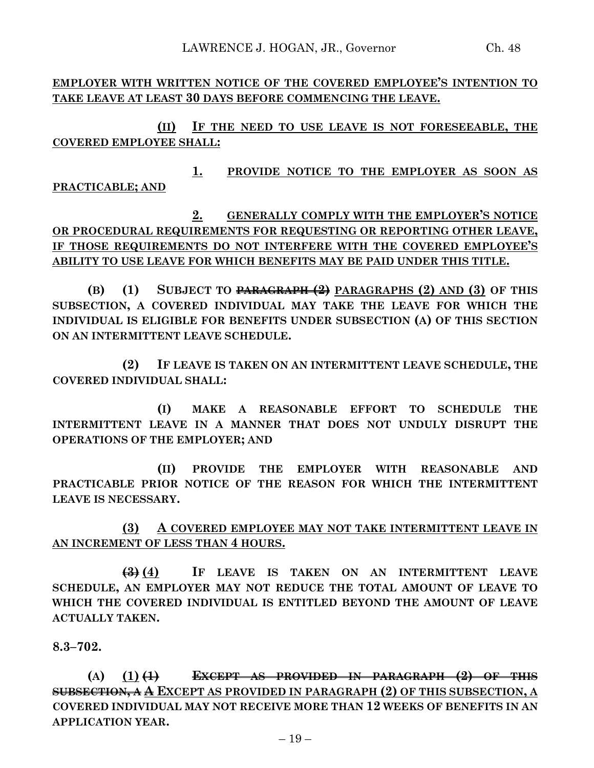**EMPLOYER WITH WRITTEN NOTICE OF THE COVERED EMPLOYEE'S INTENTION TO TAKE LEAVE AT LEAST 30 DAYS BEFORE COMMENCING THE LEAVE.**

**(II) IF THE NEED TO USE LEAVE IS NOT FORESEEABLE, THE COVERED EMPLOYEE SHALL:**

**1. PROVIDE NOTICE TO THE EMPLOYER AS SOON AS PRACTICABLE; AND**

**2. GENERALLY COMPLY WITH THE EMPLOYER'S NOTICE OR PROCEDURAL REQUIREMENTS FOR REQUESTING OR REPORTING OTHER LEAVE, IF THOSE REQUIREMENTS DO NOT INTERFERE WITH THE COVERED EMPLOYEE'S ABILITY TO USE LEAVE FOR WHICH BENEFITS MAY BE PAID UNDER THIS TITLE.**

**(B) (1) SUBJECT TO ~~PARAGRAPH (2)~~ PARAGRAPHS (2) AND (3) OF THIS SUBSECTION, A COVERED INDIVIDUAL MAY TAKE THE LEAVE FOR WHICH THE INDIVIDUAL IS ELIGIBLE FOR BENEFITS UNDER SUBSECTION (A) OF THIS SECTION ON AN INTERMITTENT LEAVE SCHEDULE.**

**(2) IF LEAVE IS TAKEN ON AN INTERMITTENT LEAVE SCHEDULE, THE COVERED INDIVIDUAL SHALL:**

**(I) MAKE A REASONABLE EFFORT TO SCHEDULE THE INTERMITTENT LEAVE IN A MANNER THAT DOES NOT UNDULY DISRUPT THE OPERATIONS OF THE EMPLOYER; AND**

**(II) PROVIDE THE EMPLOYER WITH REASONABLE AND PRACTICABLE PRIOR NOTICE OF THE REASON FOR WHICH THE INTERMITTENT LEAVE IS NECESSARY.**

**(3) A COVERED EMPLOYEE MAY NOT TAKE INTERMITTENT LEAVE IN AN INCREMENT OF LESS THAN 4 HOURS.**

**~~(3)~~ (4) IF LEAVE IS TAKEN ON AN INTERMITTENT LEAVE SCHEDULE, AN EMPLOYER MAY NOT REDUCE THE TOTAL AMOUNT OF LEAVE TO WHICH THE COVERED INDIVIDUAL IS ENTITLED BEYOND THE AMOUNT OF LEAVE ACTUALLY TAKEN.**

**8.3–702.**

**(A) (1) ~~(1) EXCEPT AS PROVIDED IN PARAGRAPH (2) OF THIS SUBSECTION, A~~ A EXCEPT AS PROVIDED IN PARAGRAPH (2) OF THIS SUBSECTION, A COVERED INDIVIDUAL MAY NOT RECEIVE MORE THAN 12 WEEKS OF BENEFITS IN AN APPLICATION YEAR.**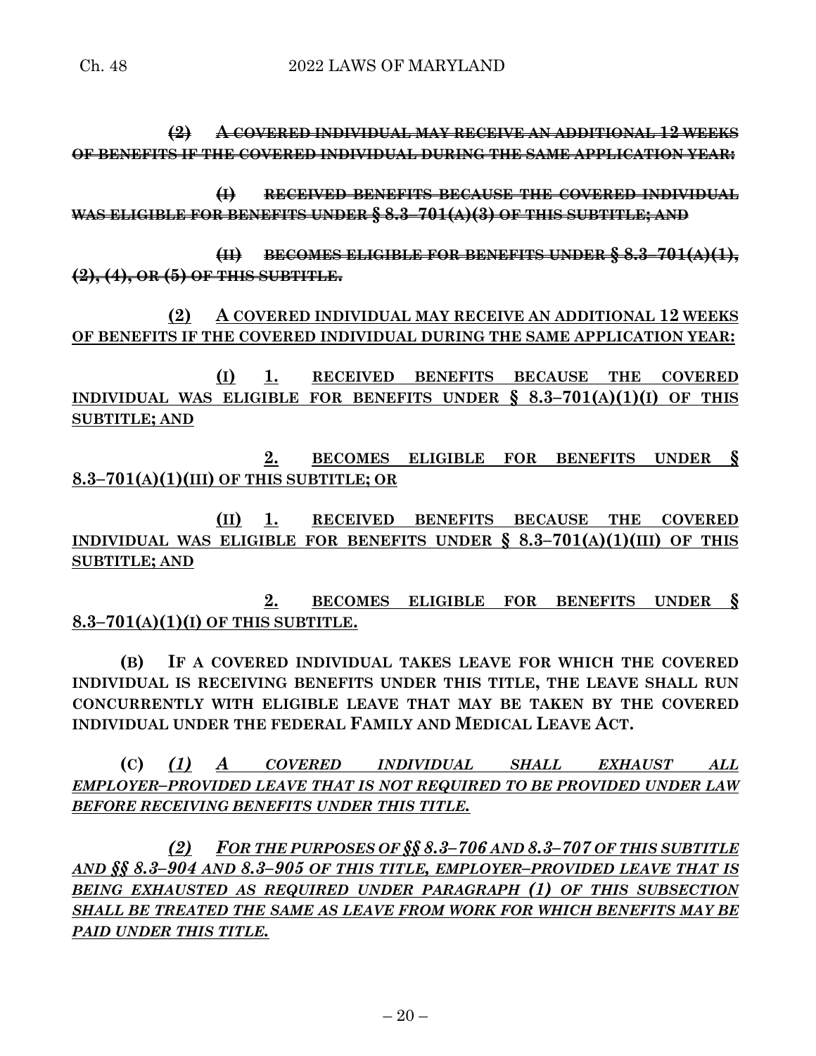~~**(2) A COVERED INDIVIDUAL MAY RECEIVE AN ADDITIONAL 12 WEEKS OF BENEFITS IF THE COVERED INDIVIDUAL DURING THE SAME APPLICATION YEAR:**~~

~~**(I) RECEIVED BENEFITS BECAUSE THE COVERED INDIVIDUAL WAS ELIGIBLE FOR BENEFITS UNDER § 8.3–701(A)(3) OF THIS SUBTITLE; AND**~~

~~**(II) BECOMES ELIGIBLE FOR BENEFITS UNDER § 8.3–701(A)(1), (2), (4), OR (5) OF THIS SUBTITLE.**~~

<u>**(2) A COVERED INDIVIDUAL MAY RECEIVE AN ADDITIONAL 12 WEEKS OF BENEFITS IF THE COVERED INDIVIDUAL DURING THE SAME APPLICATION YEAR:**</u>

<u>**(I) 1. RECEIVED BENEFITS BECAUSE THE COVERED INDIVIDUAL WAS ELIGIBLE FOR BENEFITS UNDER § 8.3–701(A)(1)(I) OF THIS SUBTITLE; AND**</u>

<u>**2. BECOMES ELIGIBLE FOR BENEFITS UNDER § 8.3–701(A)(1)(III) OF THIS SUBTITLE; OR**</u>

<u>**(II) 1. RECEIVED BENEFITS BECAUSE THE COVERED INDIVIDUAL WAS ELIGIBLE FOR BENEFITS UNDER § 8.3–701(A)(1)(III) OF THIS SUBTITLE; AND**</u>

<u>**2. BECOMES ELIGIBLE FOR BENEFITS UNDER § 8.3–701(A)(1)(I) OF THIS SUBTITLE.**</u>

**(B) IF A COVERED INDIVIDUAL TAKES LEAVE FOR WHICH THE COVERED INDIVIDUAL IS RECEIVING BENEFITS UNDER THIS TITLE, THE LEAVE SHALL RUN CONCURRENTLY WITH ELIGIBLE LEAVE THAT MAY BE TAKEN BY THE COVERED INDIVIDUAL UNDER THE FEDERAL FAMILY AND MEDICAL LEAVE ACT.**

**(C)** <u>***(1) A COVERED INDIVIDUAL SHALL EXHAUST ALL EMPLOYER–PROVIDED LEAVE THAT IS NOT REQUIRED TO BE PROVIDED UNDER LAW BEFORE RECEIVING BENEFITS UNDER THIS TITLE.***</u>

<u>***(2) FOR THE PURPOSES OF §§ 8.3–706 AND 8.3–707 OF THIS SUBTITLE AND §§ 8.3–904 AND 8.3–905 OF THIS TITLE, EMPLOYER–PROVIDED LEAVE THAT IS BEING EXHAUSTED AS REQUIRED UNDER PARAGRAPH (1) OF THIS SUBSECTION SHALL BE TREATED THE SAME AS LEAVE FROM WORK FOR WHICH BENEFITS MAY BE PAID UNDER THIS TITLE.***</u>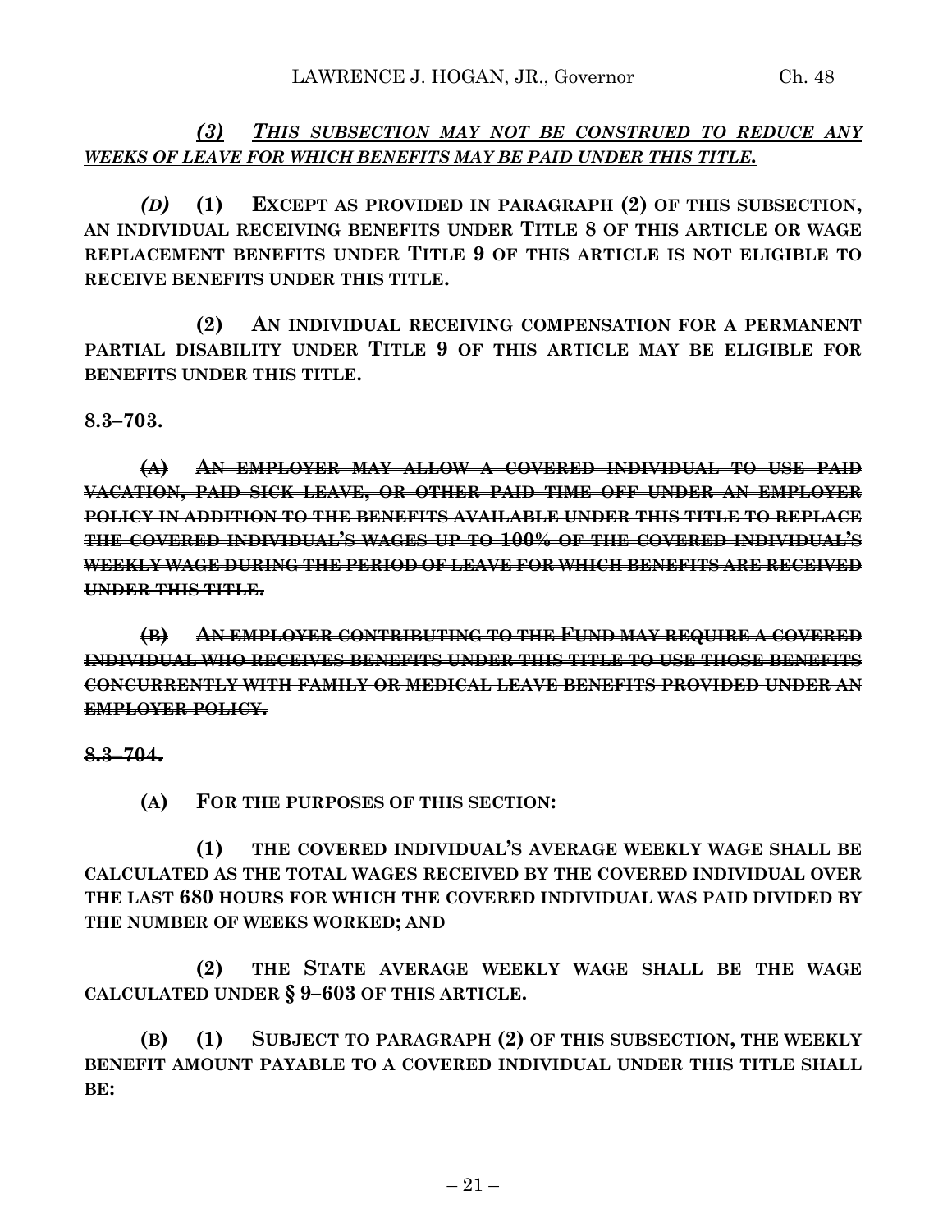*(3) __THIS SUBSECTION MAY NOT BE CONSTRUED TO REDUCE ANY WEEKS OF LEAVE FOR WHICH BENEFITS MAY BE PAID UNDER THIS TITLE.__*

*__(D)__* **(1) EXCEPT AS PROVIDED IN PARAGRAPH (2) OF THIS SUBSECTION, AN INDIVIDUAL RECEIVING BENEFITS UNDER TITLE 8 OF THIS ARTICLE OR WAGE REPLACEMENT BENEFITS UNDER TITLE 9 OF THIS ARTICLE IS NOT ELIGIBLE TO RECEIVE BENEFITS UNDER THIS TITLE.**

**(2) AN INDIVIDUAL RECEIVING COMPENSATION FOR A PERMANENT PARTIAL DISABILITY UNDER TITLE 9 OF THIS ARTICLE MAY BE ELIGIBLE FOR BENEFITS UNDER THIS TITLE.**

**8.3–703.**

~~**(A) AN EMPLOYER MAY ALLOW A COVERED INDIVIDUAL TO USE PAID VACATION, PAID SICK LEAVE, OR OTHER PAID TIME OFF UNDER AN EMPLOYER POLICY IN ADDITION TO THE BENEFITS AVAILABLE UNDER THIS TITLE TO REPLACE THE COVERED INDIVIDUAL'S WAGES UP TO 100% OF THE COVERED INDIVIDUAL'S WEEKLY WAGE DURING THE PERIOD OF LEAVE FOR WHICH BENEFITS ARE RECEIVED UNDER THIS TITLE.**~~

~~**(B) AN EMPLOYER CONTRIBUTING TO THE FUND MAY REQUIRE A COVERED INDIVIDUAL WHO RECEIVES BENEFITS UNDER THIS TITLE TO USE THOSE BENEFITS CONCURRENTLY WITH FAMILY OR MEDICAL LEAVE BENEFITS PROVIDED UNDER AN EMPLOYER POLICY.**~~

~~**8.3–704.**~~

**(A) FOR THE PURPOSES OF THIS SECTION:**

**(1) THE COVERED INDIVIDUAL'S AVERAGE WEEKLY WAGE SHALL BE CALCULATED AS THE TOTAL WAGES RECEIVED BY THE COVERED INDIVIDUAL OVER THE LAST 680 HOURS FOR WHICH THE COVERED INDIVIDUAL WAS PAID DIVIDED BY THE NUMBER OF WEEKS WORKED; AND**

**(2) THE STATE AVERAGE WEEKLY WAGE SHALL BE THE WAGE CALCULATED UNDER § 9–603 OF THIS ARTICLE.**

**(B) (1) SUBJECT TO PARAGRAPH (2) OF THIS SUBSECTION, THE WEEKLY BENEFIT AMOUNT PAYABLE TO A COVERED INDIVIDUAL UNDER THIS TITLE SHALL BE:**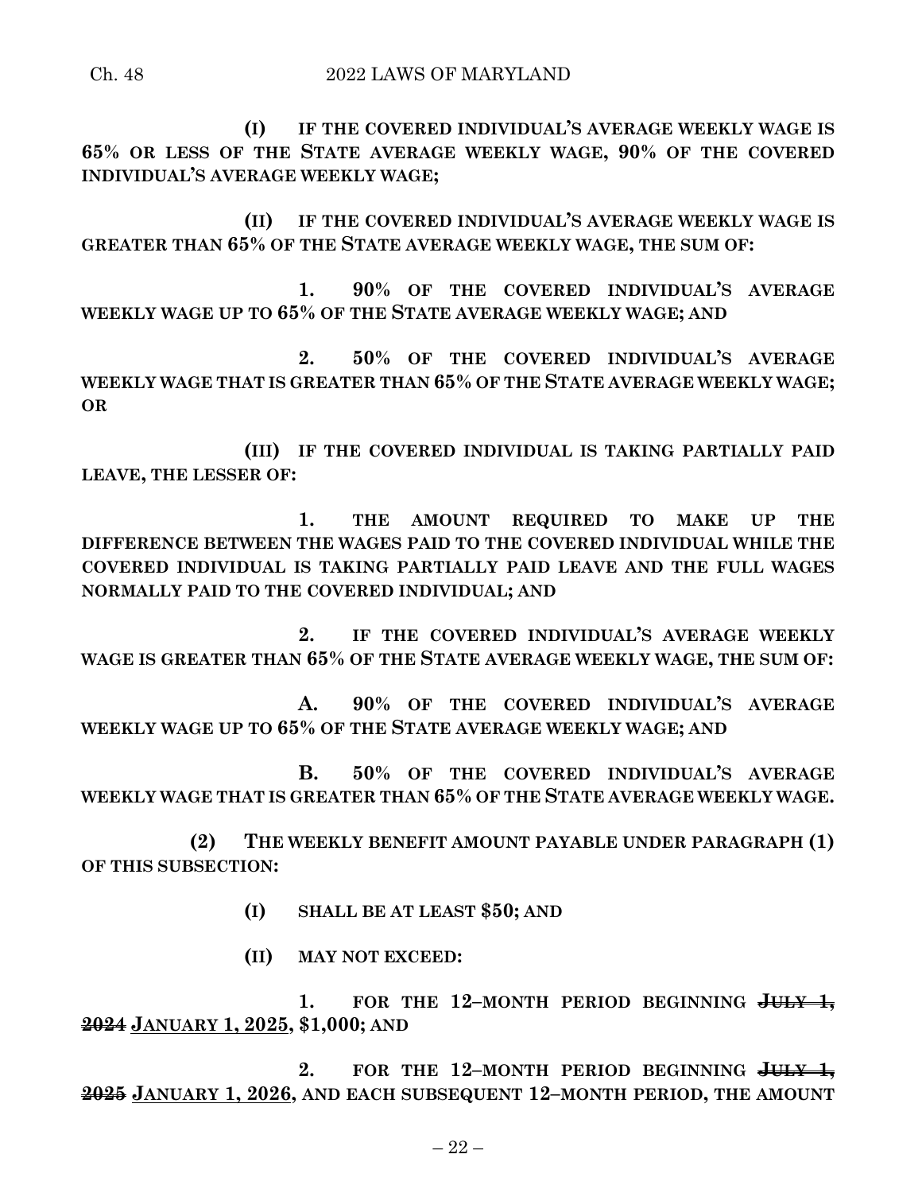**(I) IF THE COVERED INDIVIDUAL'S AVERAGE WEEKLY WAGE IS 65% OR LESS OF THE STATE AVERAGE WEEKLY WAGE, 90% OF THE COVERED INDIVIDUAL'S AVERAGE WEEKLY WAGE;**

**(II) IF THE COVERED INDIVIDUAL'S AVERAGE WEEKLY WAGE IS GREATER THAN 65% OF THE STATE AVERAGE WEEKLY WAGE, THE SUM OF:**

**1. 90% OF THE COVERED INDIVIDUAL'S AVERAGE WEEKLY WAGE UP TO 65% OF THE STATE AVERAGE WEEKLY WAGE; AND**

**2. 50% OF THE COVERED INDIVIDUAL'S AVERAGE WEEKLY WAGE THAT IS GREATER THAN 65% OF THE STATE AVERAGE WEEKLY WAGE; OR**

**(III) IF THE COVERED INDIVIDUAL IS TAKING PARTIALLY PAID LEAVE, THE LESSER OF:**

**1. THE AMOUNT REQUIRED TO MAKE UP THE DIFFERENCE BETWEEN THE WAGES PAID TO THE COVERED INDIVIDUAL WHILE THE COVERED INDIVIDUAL IS TAKING PARTIALLY PAID LEAVE AND THE FULL WAGES NORMALLY PAID TO THE COVERED INDIVIDUAL; AND**

**2. IF THE COVERED INDIVIDUAL'S AVERAGE WEEKLY WAGE IS GREATER THAN 65% OF THE STATE AVERAGE WEEKLY WAGE, THE SUM OF:**

**A. 90% OF THE COVERED INDIVIDUAL'S AVERAGE WEEKLY WAGE UP TO 65% OF THE STATE AVERAGE WEEKLY WAGE; AND**

**B. 50% OF THE COVERED INDIVIDUAL'S AVERAGE WEEKLY WAGE THAT IS GREATER THAN 65% OF THE STATE AVERAGE WEEKLY WAGE.**

**(2) THE WEEKLY BENEFIT AMOUNT PAYABLE UNDER PARAGRAPH (1) OF THIS SUBSECTION:**

**(I) SHALL BE AT LEAST $50; AND**

**(II) MAY NOT EXCEED:**

**1. FOR THE 12–MONTH PERIOD BEGINNING ~~JULY 1, 2024~~ <u>JANUARY 1, 2025</u>, $1,000; AND**

**2. FOR THE 12–MONTH PERIOD BEGINNING ~~JULY 1, 2025~~ <u>JANUARY 1, 2026</u>, AND EACH SUBSEQUENT 12–MONTH PERIOD, THE AMOUNT**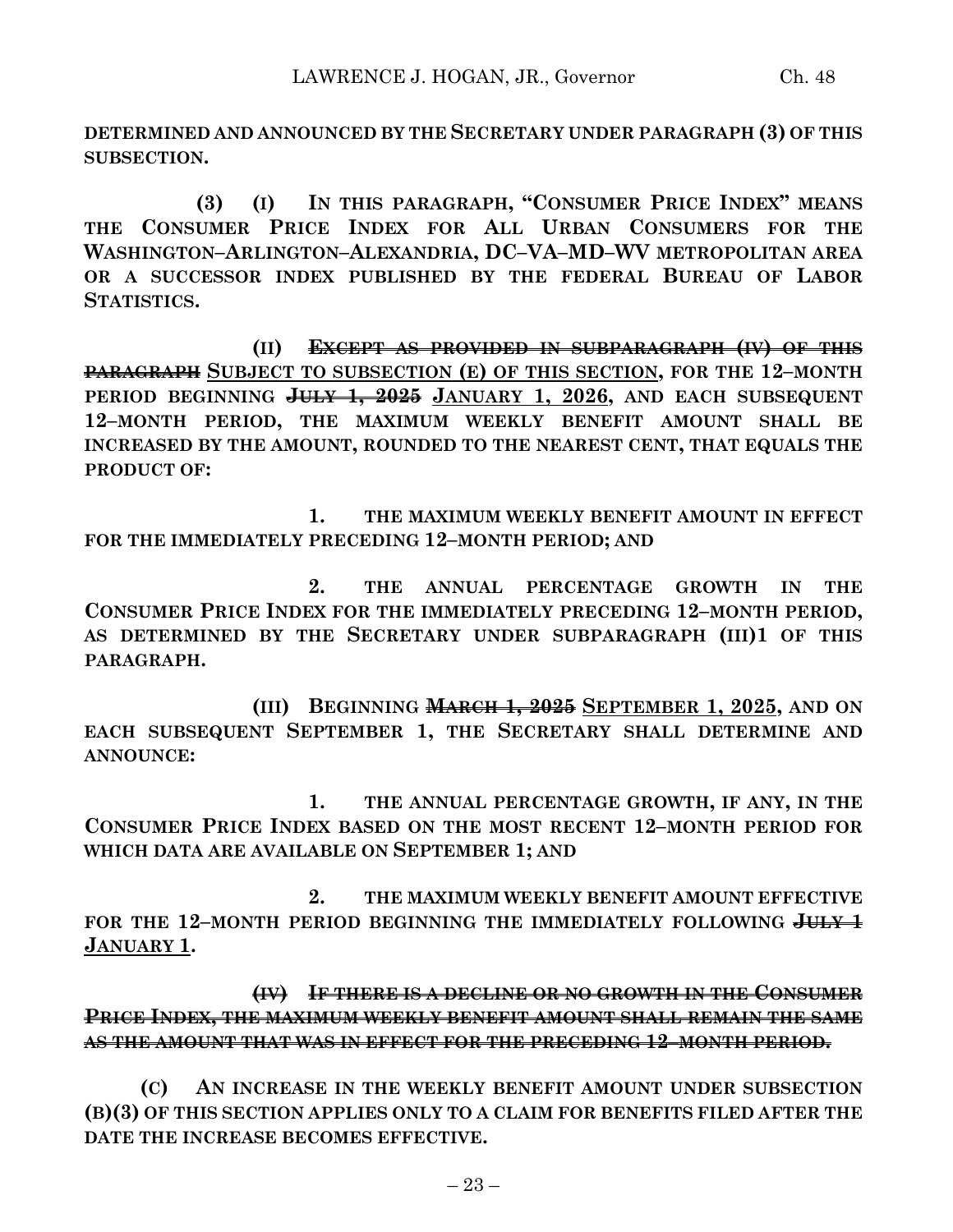**DETERMINED AND ANNOUNCED BY THE SECRETARY UNDER PARAGRAPH (3) OF THIS SUBSECTION.**

**(3) (I) IN THIS PARAGRAPH, "CONSUMER PRICE INDEX" MEANS THE CONSUMER PRICE INDEX FOR ALL URBAN CONSUMERS FOR THE WASHINGTON–ARLINGTON–ALEXANDRIA, DC–VA–MD–WV METROPOLITAN AREA OR A SUCCESSOR INDEX PUBLISHED BY THE FEDERAL BUREAU OF LABOR STATISTICS.**

**(II) ~~EXCEPT AS PROVIDED IN SUBPARAGRAPH (IV) OF THIS PARAGRAPH~~** <u>SUBJECT TO SUBSECTION (E) OF THIS SECTION</u>**, FOR THE 12–MONTH PERIOD BEGINNING ~~JULY 1, 2025~~** <u>JANUARY 1, 2026</u>**, AND EACH SUBSEQUENT 12–MONTH PERIOD, THE MAXIMUM WEEKLY BENEFIT AMOUNT SHALL BE INCREASED BY THE AMOUNT, ROUNDED TO THE NEAREST CENT, THAT EQUALS THE PRODUCT OF:**

**1. THE MAXIMUM WEEKLY BENEFIT AMOUNT IN EFFECT FOR THE IMMEDIATELY PRECEDING 12–MONTH PERIOD; AND**

**2. THE ANNUAL PERCENTAGE GROWTH IN THE CONSUMER PRICE INDEX FOR THE IMMEDIATELY PRECEDING 12–MONTH PERIOD, AS DETERMINED BY THE SECRETARY UNDER SUBPARAGRAPH (III)1 OF THIS PARAGRAPH.**

**(III) BEGINNING ~~MARCH 1, 2025~~** <u>SEPTEMBER 1, 2025</u>**, AND ON EACH SUBSEQUENT SEPTEMBER 1, THE SECRETARY SHALL DETERMINE AND ANNOUNCE:**

**1. THE ANNUAL PERCENTAGE GROWTH, IF ANY, IN THE CONSUMER PRICE INDEX BASED ON THE MOST RECENT 12–MONTH PERIOD FOR WHICH DATA ARE AVAILABLE ON SEPTEMBER 1; AND**

**2. THE MAXIMUM WEEKLY BENEFIT AMOUNT EFFECTIVE FOR THE 12–MONTH PERIOD BEGINNING THE IMMEDIATELY FOLLOWING ~~JULY 1~~** <u>JANUARY 1</u>**.**

**~~(IV) IF THERE IS A DECLINE OR NO GROWTH IN THE CONSUMER PRICE INDEX, THE MAXIMUM WEEKLY BENEFIT AMOUNT SHALL REMAIN THE SAME AS THE AMOUNT THAT WAS IN EFFECT FOR THE PRECEDING 12–MONTH PERIOD.~~**

**(C) AN INCREASE IN THE WEEKLY BENEFIT AMOUNT UNDER SUBSECTION (B)(3) OF THIS SECTION APPLIES ONLY TO A CLAIM FOR BENEFITS FILED AFTER THE DATE THE INCREASE BECOMES EFFECTIVE.**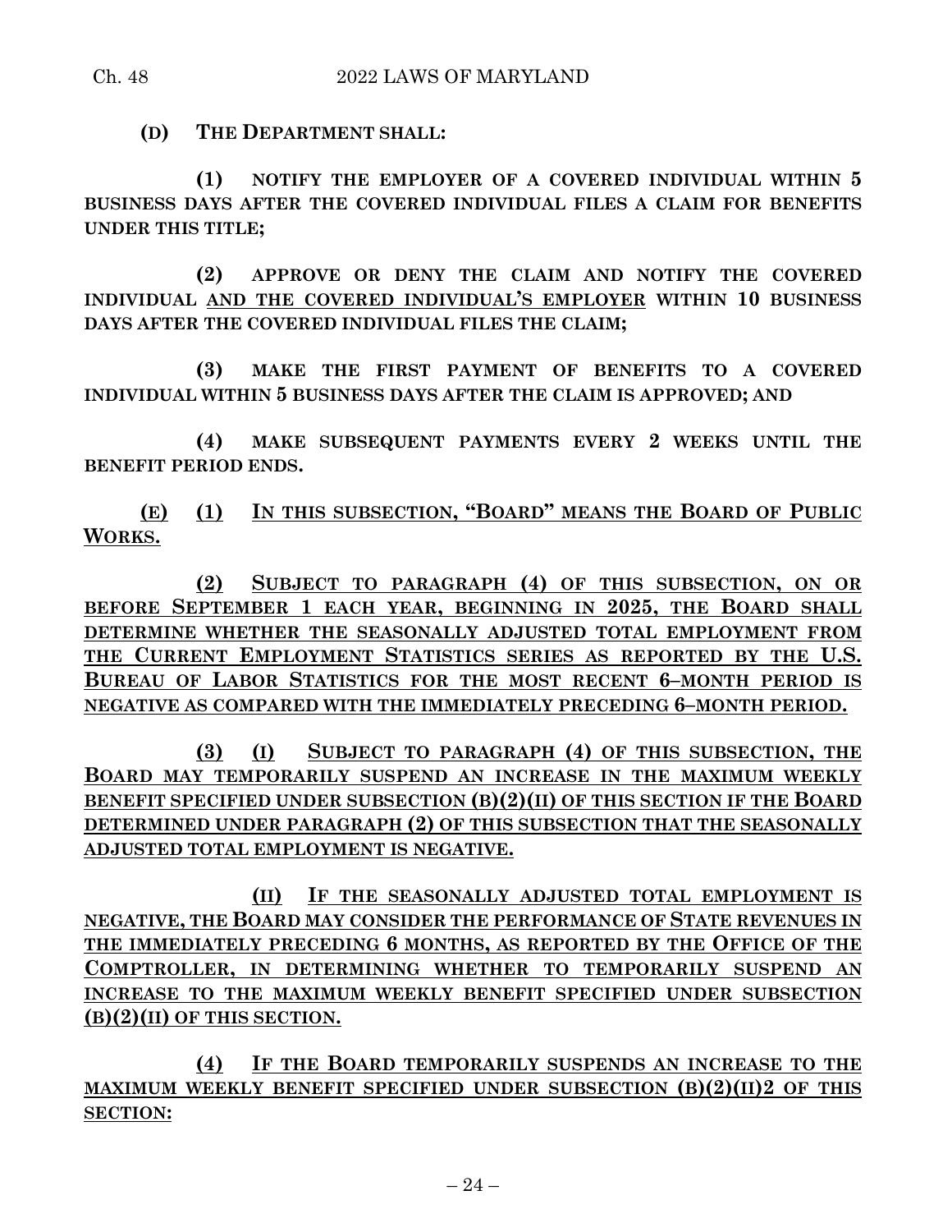**(D) THE DEPARTMENT SHALL:**

**(1) NOTIFY THE EMPLOYER OF A COVERED INDIVIDUAL WITHIN 5 BUSINESS DAYS AFTER THE COVERED INDIVIDUAL FILES A CLAIM FOR BENEFITS UNDER THIS TITLE;**

**(2) APPROVE OR DENY THE CLAIM AND NOTIFY THE COVERED INDIVIDUAL <u>AND THE COVERED INDIVIDUAL'S EMPLOYER</u> WITHIN 10 BUSINESS DAYS AFTER THE COVERED INDIVIDUAL FILES THE CLAIM;**

**(3) MAKE THE FIRST PAYMENT OF BENEFITS TO A COVERED INDIVIDUAL WITHIN 5 BUSINESS DAYS AFTER THE CLAIM IS APPROVED; AND**

**(4) MAKE SUBSEQUENT PAYMENTS EVERY 2 WEEKS UNTIL THE BENEFIT PERIOD ENDS.**

**<u>(E) (1) IN THIS SUBSECTION, "BOARD" MEANS THE BOARD OF PUBLIC WORKS.</u>**

**<u>(2) SUBJECT TO PARAGRAPH (4) OF THIS SUBSECTION, ON OR BEFORE SEPTEMBER 1 EACH YEAR, BEGINNING IN 2025, THE BOARD SHALL DETERMINE WHETHER THE SEASONALLY ADJUSTED TOTAL EMPLOYMENT FROM THE CURRENT EMPLOYMENT STATISTICS SERIES AS REPORTED BY THE U.S. BUREAU OF LABOR STATISTICS FOR THE MOST RECENT 6–MONTH PERIOD IS NEGATIVE AS COMPARED WITH THE IMMEDIATELY PRECEDING 6–MONTH PERIOD.</u>**

**<u>(3) (I) SUBJECT TO PARAGRAPH (4) OF THIS SUBSECTION, THE BOARD MAY TEMPORARILY SUSPEND AN INCREASE IN THE MAXIMUM WEEKLY BENEFIT SPECIFIED UNDER SUBSECTION (B)(2)(II) OF THIS SECTION IF THE BOARD DETERMINED UNDER PARAGRAPH (2) OF THIS SUBSECTION THAT THE SEASONALLY ADJUSTED TOTAL EMPLOYMENT IS NEGATIVE.</u>**

**<u>(II) IF THE SEASONALLY ADJUSTED TOTAL EMPLOYMENT IS NEGATIVE, THE BOARD MAY CONSIDER THE PERFORMANCE OF STATE REVENUES IN THE IMMEDIATELY PRECEDING 6 MONTHS, AS REPORTED BY THE OFFICE OF THE COMPTROLLER, IN DETERMINING WHETHER TO TEMPORARILY SUSPEND AN INCREASE TO THE MAXIMUM WEEKLY BENEFIT SPECIFIED UNDER SUBSECTION (B)(2)(II) OF THIS SECTION.</u>**

**<u>(4) IF THE BOARD TEMPORARILY SUSPENDS AN INCREASE TO THE MAXIMUM WEEKLY BENEFIT SPECIFIED UNDER SUBSECTION (B)(2)(II)2 OF THIS SECTION:</u>**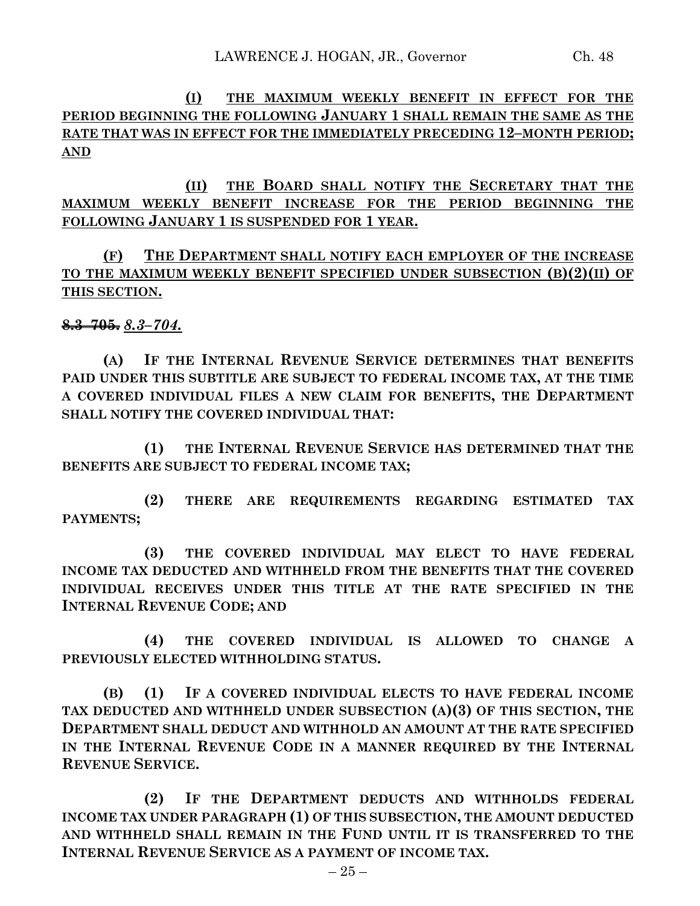**(I) THE MAXIMUM WEEKLY BENEFIT IN EFFECT FOR THE PERIOD BEGINNING THE FOLLOWING JANUARY 1 SHALL REMAIN THE SAME AS THE RATE THAT WAS IN EFFECT FOR THE IMMEDIATELY PRECEDING 12–MONTH PERIOD; AND**

**(II) THE BOARD SHALL NOTIFY THE SECRETARY THAT THE MAXIMUM WEEKLY BENEFIT INCREASE FOR THE PERIOD BEGINNING THE FOLLOWING JANUARY 1 IS SUSPENDED FOR 1 YEAR.**

**(F) THE DEPARTMENT SHALL NOTIFY EACH EMPLOYER OF THE INCREASE TO THE MAXIMUM WEEKLY BENEFIT SPECIFIED UNDER SUBSECTION (B)(2)(II) OF THIS SECTION.**

~~**8.3–705.**~~ ***8.3–704.***

**(A) IF THE INTERNAL REVENUE SERVICE DETERMINES THAT BENEFITS PAID UNDER THIS SUBTITLE ARE SUBJECT TO FEDERAL INCOME TAX, AT THE TIME A COVERED INDIVIDUAL FILES A NEW CLAIM FOR BENEFITS, THE DEPARTMENT SHALL NOTIFY THE COVERED INDIVIDUAL THAT:**

**(1) THE INTERNAL REVENUE SERVICE HAS DETERMINED THAT THE BENEFITS ARE SUBJECT TO FEDERAL INCOME TAX;**

**(2) THERE ARE REQUIREMENTS REGARDING ESTIMATED TAX PAYMENTS;**

**(3) THE COVERED INDIVIDUAL MAY ELECT TO HAVE FEDERAL INCOME TAX DEDUCTED AND WITHHELD FROM THE BENEFITS THAT THE COVERED INDIVIDUAL RECEIVES UNDER THIS TITLE AT THE RATE SPECIFIED IN THE INTERNAL REVENUE CODE; AND**

**(4) THE COVERED INDIVIDUAL IS ALLOWED TO CHANGE A PREVIOUSLY ELECTED WITHHOLDING STATUS.**

**(B) (1) IF A COVERED INDIVIDUAL ELECTS TO HAVE FEDERAL INCOME TAX DEDUCTED AND WITHHELD UNDER SUBSECTION (A)(3) OF THIS SECTION, THE DEPARTMENT SHALL DEDUCT AND WITHHOLD AN AMOUNT AT THE RATE SPECIFIED IN THE INTERNAL REVENUE CODE IN A MANNER REQUIRED BY THE INTERNAL REVENUE SERVICE.**

**(2) IF THE DEPARTMENT DEDUCTS AND WITHHOLDS FEDERAL INCOME TAX UNDER PARAGRAPH (1) OF THIS SUBSECTION, THE AMOUNT DEDUCTED AND WITHHELD SHALL REMAIN IN THE FUND UNTIL IT IS TRANSFERRED TO THE INTERNAL REVENUE SERVICE AS A PAYMENT OF INCOME TAX.**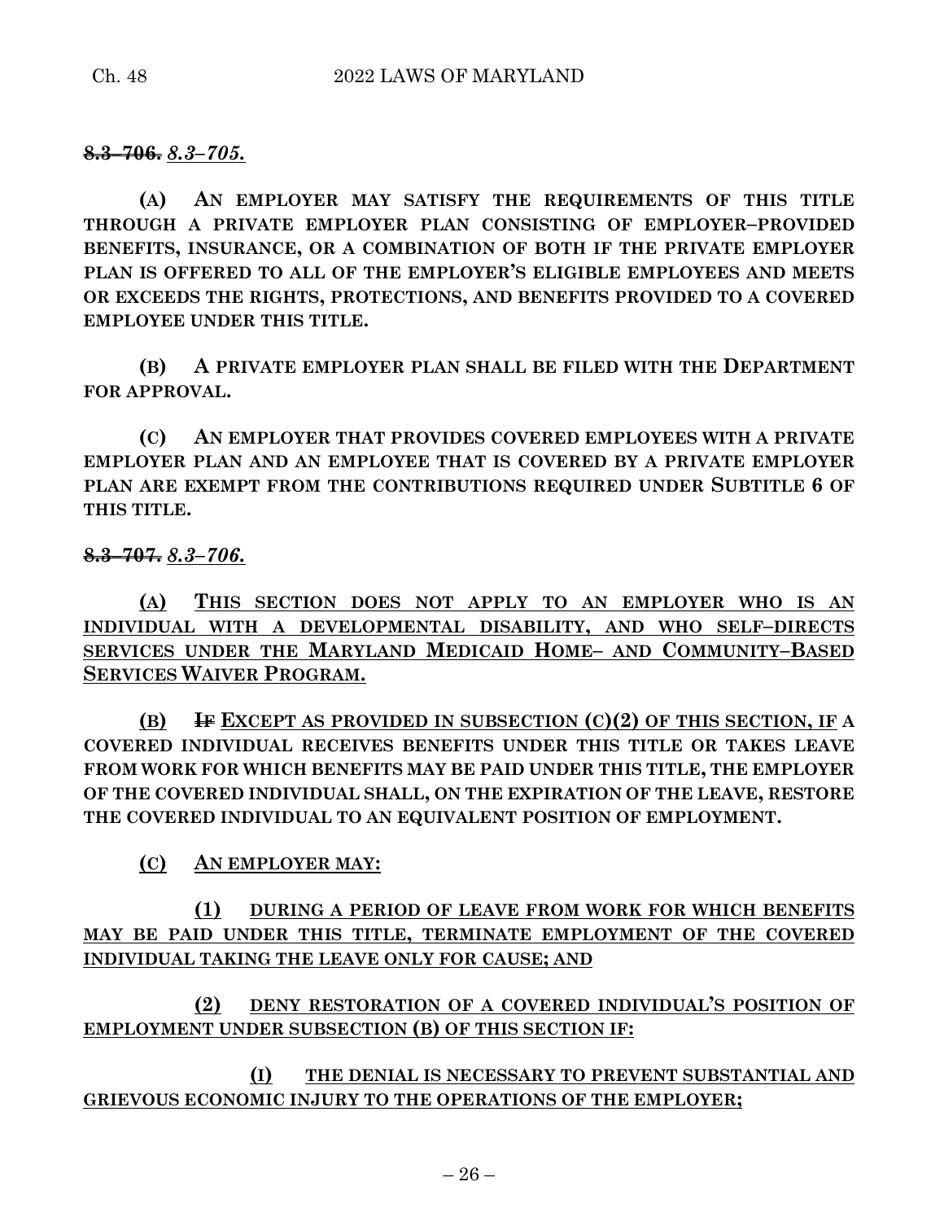~~**8.3–706.**~~ *8.3–705.*

**(A) AN EMPLOYER MAY SATISFY THE REQUIREMENTS OF THIS TITLE THROUGH A PRIVATE EMPLOYER PLAN CONSISTING OF EMPLOYER–PROVIDED BENEFITS, INSURANCE, OR A COMBINATION OF BOTH IF THE PRIVATE EMPLOYER PLAN IS OFFERED TO ALL OF THE EMPLOYER'S ELIGIBLE EMPLOYEES AND MEETS OR EXCEEDS THE RIGHTS, PROTECTIONS, AND BENEFITS PROVIDED TO A COVERED EMPLOYEE UNDER THIS TITLE.**

**(B) A PRIVATE EMPLOYER PLAN SHALL BE FILED WITH THE DEPARTMENT FOR APPROVAL.**

**(C) AN EMPLOYER THAT PROVIDES COVERED EMPLOYEES WITH A PRIVATE EMPLOYER PLAN AND AN EMPLOYEE THAT IS COVERED BY A PRIVATE EMPLOYER PLAN ARE EXEMPT FROM THE CONTRIBUTIONS REQUIRED UNDER SUBTITLE 6 OF THIS TITLE.**

~~**8.3–707.**~~ *8.3–706.*

**(A) THIS SECTION DOES NOT APPLY TO AN EMPLOYER WHO IS AN INDIVIDUAL WITH A DEVELOPMENTAL DISABILITY, AND WHO SELF–DIRECTS SERVICES UNDER THE MARYLAND MEDICAID HOME– AND COMMUNITY–BASED SERVICES WAIVER PROGRAM.**

**(B) ~~IF~~ EXCEPT AS PROVIDED IN SUBSECTION (C)(2) OF THIS SECTION, IF A COVERED INDIVIDUAL RECEIVES BENEFITS UNDER THIS TITLE OR TAKES LEAVE FROM WORK FOR WHICH BENEFITS MAY BE PAID UNDER THIS TITLE, THE EMPLOYER OF THE COVERED INDIVIDUAL SHALL, ON THE EXPIRATION OF THE LEAVE, RESTORE THE COVERED INDIVIDUAL TO AN EQUIVALENT POSITION OF EMPLOYMENT.**

**(C) AN EMPLOYER MAY:**

**(1) DURING A PERIOD OF LEAVE FROM WORK FOR WHICH BENEFITS MAY BE PAID UNDER THIS TITLE, TERMINATE EMPLOYMENT OF THE COVERED INDIVIDUAL TAKING THE LEAVE ONLY FOR CAUSE; AND**

**(2) DENY RESTORATION OF A COVERED INDIVIDUAL'S POSITION OF EMPLOYMENT UNDER SUBSECTION (B) OF THIS SECTION IF:**

**(I) THE DENIAL IS NECESSARY TO PREVENT SUBSTANTIAL AND GRIEVOUS ECONOMIC INJURY TO THE OPERATIONS OF THE EMPLOYER;**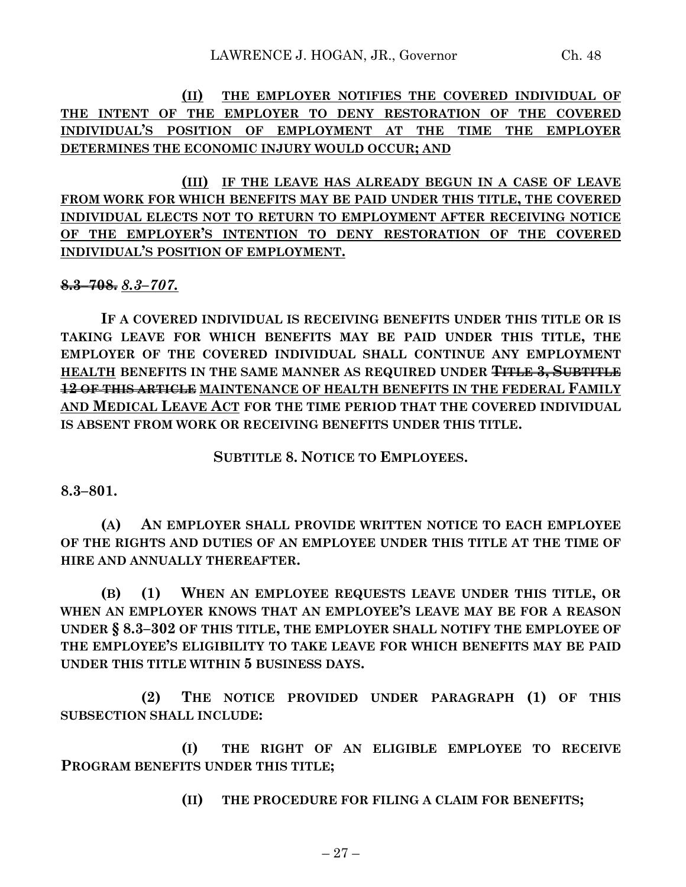**(II) THE EMPLOYER NOTIFIES THE COVERED INDIVIDUAL OF THE INTENT OF THE EMPLOYER TO DENY RESTORATION OF THE COVERED INDIVIDUAL'S POSITION OF EMPLOYMENT AT THE TIME THE EMPLOYER DETERMINES THE ECONOMIC INJURY WOULD OCCUR; AND**

**(III) IF THE LEAVE HAS ALREADY BEGUN IN A CASE OF LEAVE FROM WORK FOR WHICH BENEFITS MAY BE PAID UNDER THIS TITLE, THE COVERED INDIVIDUAL ELECTS NOT TO RETURN TO EMPLOYMENT AFTER RECEIVING NOTICE OF THE EMPLOYER'S INTENTION TO DENY RESTORATION OF THE COVERED INDIVIDUAL'S POSITION OF EMPLOYMENT.**

~~**8.3–708.**~~ ***8.3–707.***

**IF A COVERED INDIVIDUAL IS RECEIVING BENEFITS UNDER THIS TITLE OR IS TAKING LEAVE FOR WHICH BENEFITS MAY BE PAID UNDER THIS TITLE, THE EMPLOYER OF THE COVERED INDIVIDUAL SHALL CONTINUE ANY EMPLOYMENT HEALTH BENEFITS IN THE SAME MANNER AS REQUIRED UNDER ~~TITLE 3, SUBTITLE 12 OF THIS ARTICLE~~ MAINTENANCE OF HEALTH BENEFITS IN THE FEDERAL FAMILY AND MEDICAL LEAVE ACT FOR THE TIME PERIOD THAT THE COVERED INDIVIDUAL IS ABSENT FROM WORK OR RECEIVING BENEFITS UNDER THIS TITLE.**

**SUBTITLE 8. NOTICE TO EMPLOYEES.**

**8.3–801.**

**(A) AN EMPLOYER SHALL PROVIDE WRITTEN NOTICE TO EACH EMPLOYEE OF THE RIGHTS AND DUTIES OF AN EMPLOYEE UNDER THIS TITLE AT THE TIME OF HIRE AND ANNUALLY THEREAFTER.**

**(B) (1) WHEN AN EMPLOYEE REQUESTS LEAVE UNDER THIS TITLE, OR WHEN AN EMPLOYER KNOWS THAT AN EMPLOYEE'S LEAVE MAY BE FOR A REASON UNDER § 8.3–302 OF THIS TITLE, THE EMPLOYER SHALL NOTIFY THE EMPLOYEE OF THE EMPLOYEE'S ELIGIBILITY TO TAKE LEAVE FOR WHICH BENEFITS MAY BE PAID UNDER THIS TITLE WITHIN 5 BUSINESS DAYS.**

**(2) THE NOTICE PROVIDED UNDER PARAGRAPH (1) OF THIS SUBSECTION SHALL INCLUDE:**

**(I) THE RIGHT OF AN ELIGIBLE EMPLOYEE TO RECEIVE PROGRAM BENEFITS UNDER THIS TITLE;**

**(II) THE PROCEDURE FOR FILING A CLAIM FOR BENEFITS;**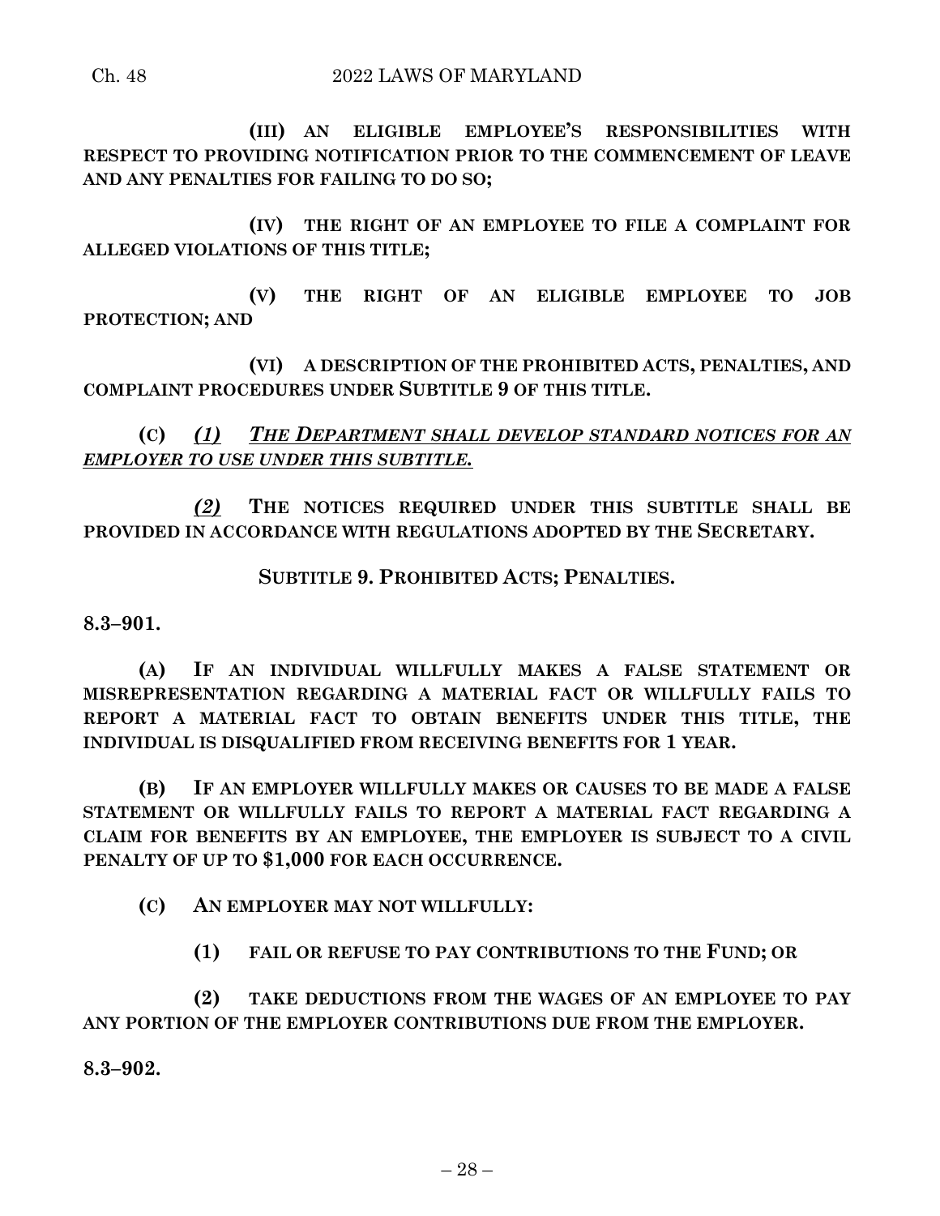**(III) AN ELIGIBLE EMPLOYEE'S RESPONSIBILITIES WITH RESPECT TO PROVIDING NOTIFICATION PRIOR TO THE COMMENCEMENT OF LEAVE AND ANY PENALTIES FOR FAILING TO DO SO;**

**(IV) THE RIGHT OF AN EMPLOYEE TO FILE A COMPLAINT FOR ALLEGED VIOLATIONS OF THIS TITLE;**

**(V) THE RIGHT OF AN ELIGIBLE EMPLOYEE TO JOB PROTECTION; AND**

**(VI) A DESCRIPTION OF THE PROHIBITED ACTS, PENALTIES, AND COMPLAINT PROCEDURES UNDER SUBTITLE 9 OF THIS TITLE.**

**(C)** *(1) THE DEPARTMENT SHALL DEVELOP STANDARD NOTICES FOR AN EMPLOYER TO USE UNDER THIS SUBTITLE.*

*(2)* **THE NOTICES REQUIRED UNDER THIS SUBTITLE SHALL BE PROVIDED IN ACCORDANCE WITH REGULATIONS ADOPTED BY THE SECRETARY.**

**SUBTITLE 9. PROHIBITED ACTS; PENALTIES.**

**8.3–901.**

**(A) IF AN INDIVIDUAL WILLFULLY MAKES A FALSE STATEMENT OR MISREPRESENTATION REGARDING A MATERIAL FACT OR WILLFULLY FAILS TO REPORT A MATERIAL FACT TO OBTAIN BENEFITS UNDER THIS TITLE, THE INDIVIDUAL IS DISQUALIFIED FROM RECEIVING BENEFITS FOR 1 YEAR.**

**(B) IF AN EMPLOYER WILLFULLY MAKES OR CAUSES TO BE MADE A FALSE STATEMENT OR WILLFULLY FAILS TO REPORT A MATERIAL FACT REGARDING A CLAIM FOR BENEFITS BY AN EMPLOYEE, THE EMPLOYER IS SUBJECT TO A CIVIL PENALTY OF UP TO $1,000 FOR EACH OCCURRENCE.**

**(C) AN EMPLOYER MAY NOT WILLFULLY:**

**(1) FAIL OR REFUSE TO PAY CONTRIBUTIONS TO THE FUND; OR**

**(2) TAKE DEDUCTIONS FROM THE WAGES OF AN EMPLOYEE TO PAY ANY PORTION OF THE EMPLOYER CONTRIBUTIONS DUE FROM THE EMPLOYER.**

**8.3–902.**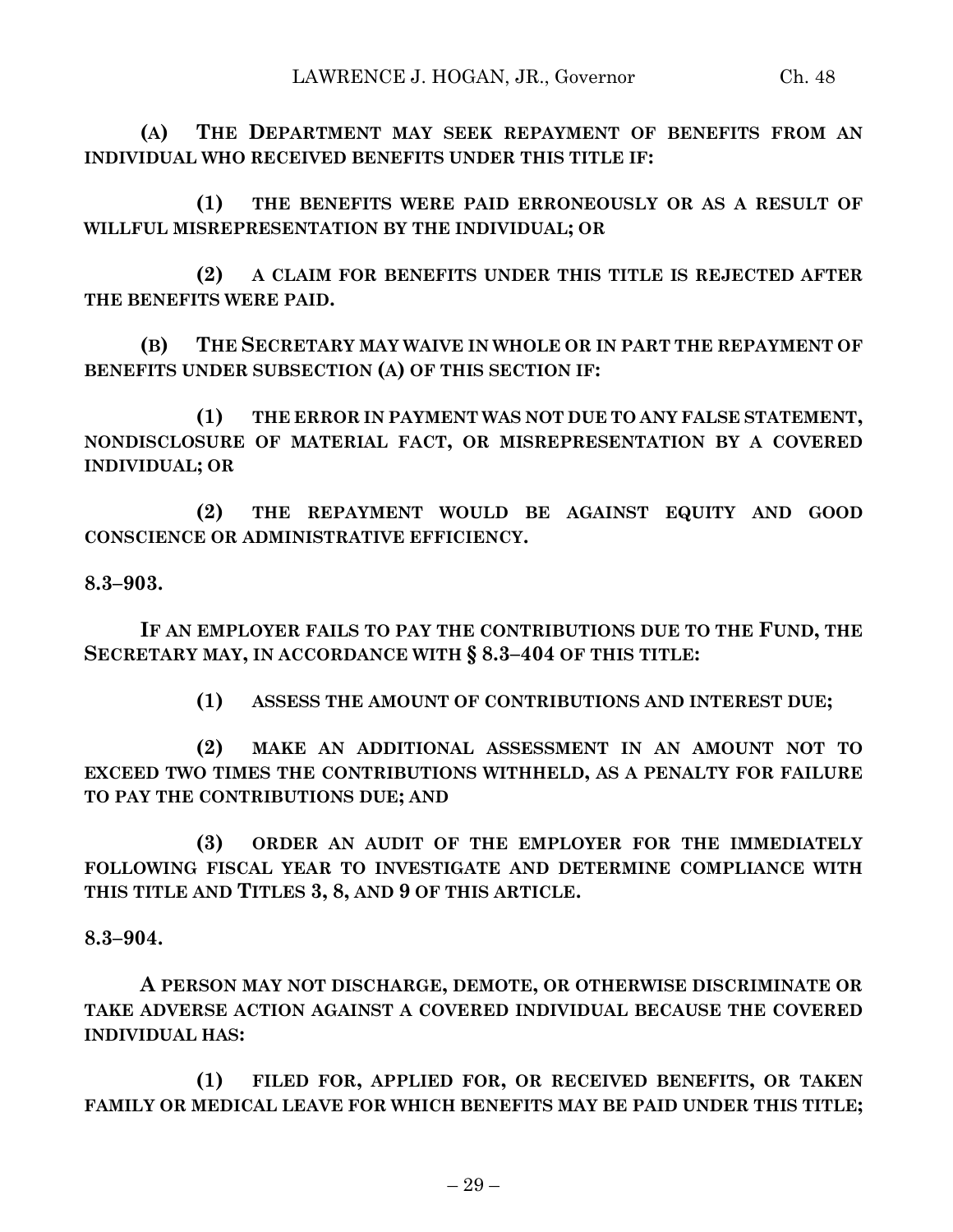**(A) THE DEPARTMENT MAY SEEK REPAYMENT OF BENEFITS FROM AN INDIVIDUAL WHO RECEIVED BENEFITS UNDER THIS TITLE IF:**

**(1) THE BENEFITS WERE PAID ERRONEOUSLY OR AS A RESULT OF WILLFUL MISREPRESENTATION BY THE INDIVIDUAL; OR**

**(2) A CLAIM FOR BENEFITS UNDER THIS TITLE IS REJECTED AFTER THE BENEFITS WERE PAID.**

**(B) THE SECRETARY MAY WAIVE IN WHOLE OR IN PART THE REPAYMENT OF BENEFITS UNDER SUBSECTION (A) OF THIS SECTION IF:**

**(1) THE ERROR IN PAYMENT WAS NOT DUE TO ANY FALSE STATEMENT, NONDISCLOSURE OF MATERIAL FACT, OR MISREPRESENTATION BY A COVERED INDIVIDUAL; OR**

**(2) THE REPAYMENT WOULD BE AGAINST EQUITY AND GOOD CONSCIENCE OR ADMINISTRATIVE EFFICIENCY.**

**8.3–903.**

**IF AN EMPLOYER FAILS TO PAY THE CONTRIBUTIONS DUE TO THE FUND, THE SECRETARY MAY, IN ACCORDANCE WITH § 8.3–404 OF THIS TITLE:**

**(1) ASSESS THE AMOUNT OF CONTRIBUTIONS AND INTEREST DUE;**

**(2) MAKE AN ADDITIONAL ASSESSMENT IN AN AMOUNT NOT TO EXCEED TWO TIMES THE CONTRIBUTIONS WITHHELD, AS A PENALTY FOR FAILURE TO PAY THE CONTRIBUTIONS DUE; AND**

**(3) ORDER AN AUDIT OF THE EMPLOYER FOR THE IMMEDIATELY FOLLOWING FISCAL YEAR TO INVESTIGATE AND DETERMINE COMPLIANCE WITH THIS TITLE AND TITLES 3, 8, AND 9 OF THIS ARTICLE.**

**8.3–904.**

**A PERSON MAY NOT DISCHARGE, DEMOTE, OR OTHERWISE DISCRIMINATE OR TAKE ADVERSE ACTION AGAINST A COVERED INDIVIDUAL BECAUSE THE COVERED INDIVIDUAL HAS:**

**(1) FILED FOR, APPLIED FOR, OR RECEIVED BENEFITS, OR TAKEN FAMILY OR MEDICAL LEAVE FOR WHICH BENEFITS MAY BE PAID UNDER THIS TITLE;**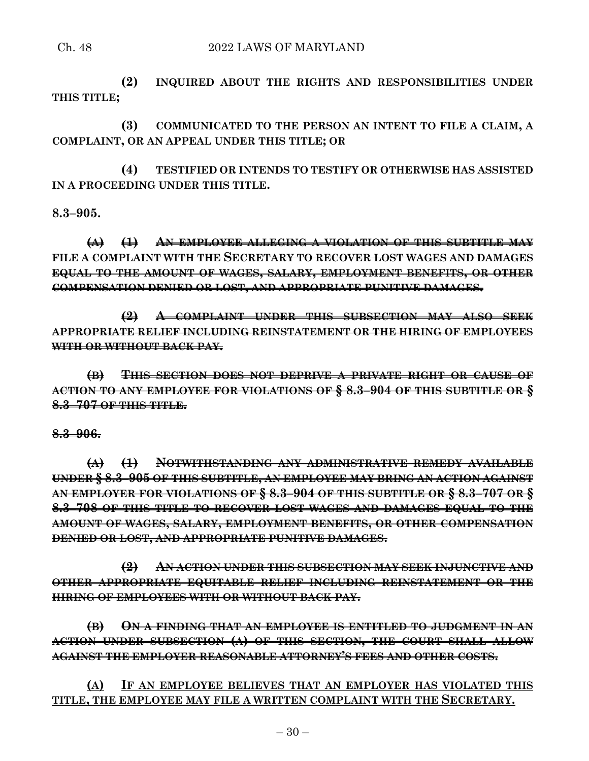**(2) INQUIRED ABOUT THE RIGHTS AND RESPONSIBILITIES UNDER THIS TITLE;**

**(3) COMMUNICATED TO THE PERSON AN INTENT TO FILE A CLAIM, A COMPLAINT, OR AN APPEAL UNDER THIS TITLE; OR**

**(4) TESTIFIED OR INTENDS TO TESTIFY OR OTHERWISE HAS ASSISTED IN A PROCEEDING UNDER THIS TITLE.**

**8.3–905.**

~~**(A) (1) AN EMPLOYEE ALLEGING A VIOLATION OF THIS SUBTITLE MAY FILE A COMPLAINT WITH THE SECRETARY TO RECOVER LOST WAGES AND DAMAGES EQUAL TO THE AMOUNT OF WAGES, SALARY, EMPLOYMENT BENEFITS, OR OTHER COMPENSATION DENIED OR LOST, AND APPROPRIATE PUNITIVE DAMAGES.**~~

~~**(2) A COMPLAINT UNDER THIS SUBSECTION MAY ALSO SEEK APPROPRIATE RELIEF INCLUDING REINSTATEMENT OR THE HIRING OF EMPLOYEES WITH OR WITHOUT BACK PAY.**~~

~~**(B) THIS SECTION DOES NOT DEPRIVE A PRIVATE RIGHT OR CAUSE OF ACTION TO ANY EMPLOYEE FOR VIOLATIONS OF § 8.3–904 OF THIS SUBTITLE OR § 8.3–707 OF THIS TITLE.**~~

~~**8.3–906.**~~

~~**(A) (1) NOTWITHSTANDING ANY ADMINISTRATIVE REMEDY AVAILABLE UNDER § 8.3–905 OF THIS SUBTITLE, AN EMPLOYEE MAY BRING AN ACTION AGAINST AN EMPLOYER FOR VIOLATIONS OF § 8.3–904 OF THIS SUBTITLE OR § 8.3–707 OR § 8.3–708 OF THIS TITLE TO RECOVER LOST WAGES AND DAMAGES EQUAL TO THE AMOUNT OF WAGES, SALARY, EMPLOYMENT BENEFITS, OR OTHER COMPENSATION DENIED OR LOST, AND APPROPRIATE PUNITIVE DAMAGES.**~~

~~**(2) AN ACTION UNDER THIS SUBSECTION MAY SEEK INJUNCTIVE AND OTHER APPROPRIATE EQUITABLE RELIEF INCLUDING REINSTATEMENT OR THE HIRING OF EMPLOYEES WITH OR WITHOUT BACK PAY.**~~

~~**(B) ON A FINDING THAT AN EMPLOYEE IS ENTITLED TO JUDGMENT IN AN ACTION UNDER SUBSECTION (A) OF THIS SECTION, THE COURT SHALL ALLOW AGAINST THE EMPLOYER REASONABLE ATTORNEY'S FEES AND OTHER COSTS.**~~

<u>**(A) IF AN EMPLOYEE BELIEVES THAT AN EMPLOYER HAS VIOLATED THIS TITLE, THE EMPLOYEE MAY FILE A WRITTEN COMPLAINT WITH THE SECRETARY.**</u>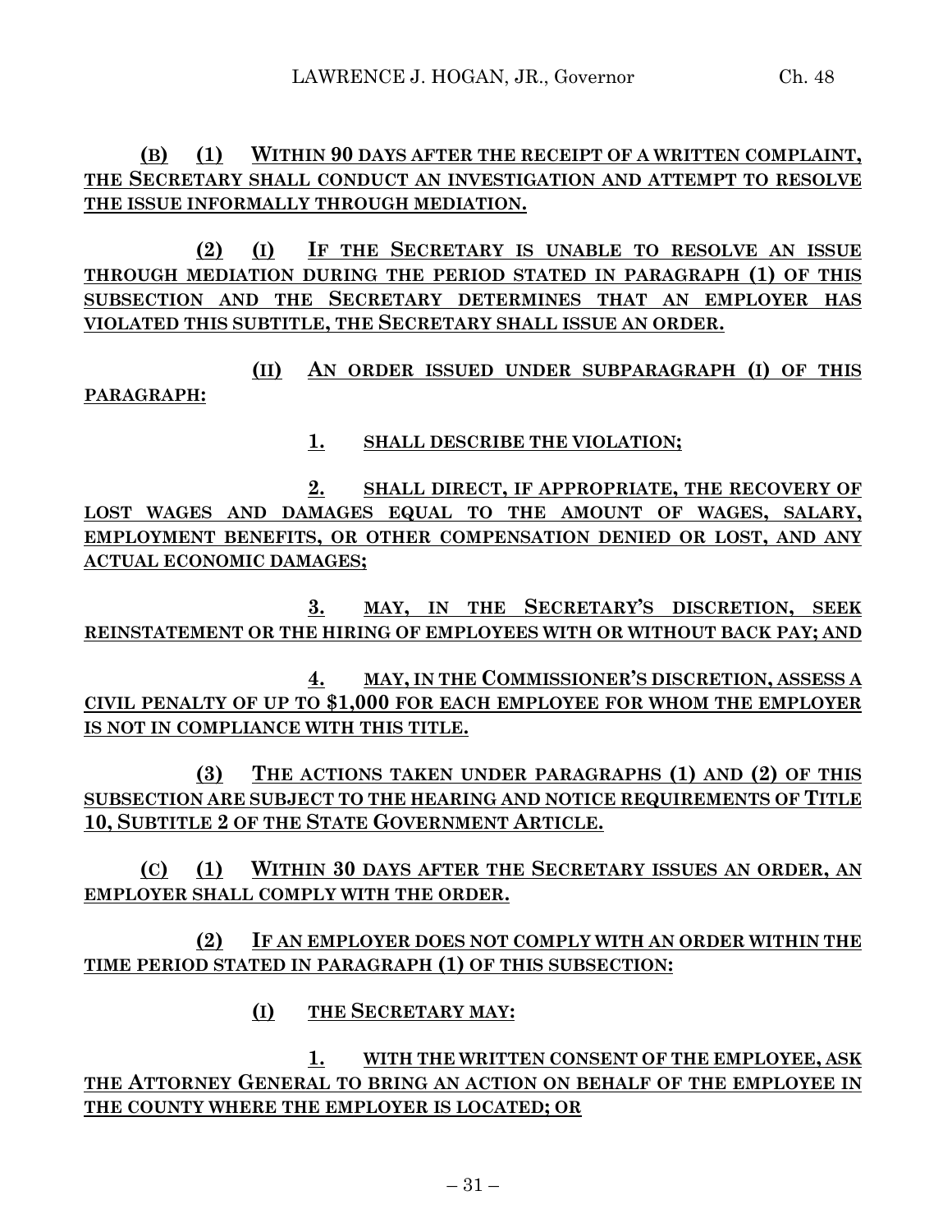**(B) (1) WITHIN 90 DAYS AFTER THE RECEIPT OF A WRITTEN COMPLAINT, THE SECRETARY SHALL CONDUCT AN INVESTIGATION AND ATTEMPT TO RESOLVE THE ISSUE INFORMALLY THROUGH MEDIATION.**

**(2) (I) IF THE SECRETARY IS UNABLE TO RESOLVE AN ISSUE THROUGH MEDIATION DURING THE PERIOD STATED IN PARAGRAPH (1) OF THIS SUBSECTION AND THE SECRETARY DETERMINES THAT AN EMPLOYER HAS VIOLATED THIS SUBTITLE, THE SECRETARY SHALL ISSUE AN ORDER.**

**(II) AN ORDER ISSUED UNDER SUBPARAGRAPH (I) OF THIS PARAGRAPH:**

**1. SHALL DESCRIBE THE VIOLATION;**

**2. SHALL DIRECT, IF APPROPRIATE, THE RECOVERY OF LOST WAGES AND DAMAGES EQUAL TO THE AMOUNT OF WAGES, SALARY, EMPLOYMENT BENEFITS, OR OTHER COMPENSATION DENIED OR LOST, AND ANY ACTUAL ECONOMIC DAMAGES;**

**3. MAY, IN THE SECRETARY'S DISCRETION, SEEK REINSTATEMENT OR THE HIRING OF EMPLOYEES WITH OR WITHOUT BACK PAY; AND**

**4. MAY, IN THE COMMISSIONER'S DISCRETION, ASSESS A CIVIL PENALTY OF UP TO $1,000 FOR EACH EMPLOYEE FOR WHOM THE EMPLOYER IS NOT IN COMPLIANCE WITH THIS TITLE.**

**(3) THE ACTIONS TAKEN UNDER PARAGRAPHS (1) AND (2) OF THIS SUBSECTION ARE SUBJECT TO THE HEARING AND NOTICE REQUIREMENTS OF TITLE 10, SUBTITLE 2 OF THE STATE GOVERNMENT ARTICLE.**

**(C) (1) WITHIN 30 DAYS AFTER THE SECRETARY ISSUES AN ORDER, AN EMPLOYER SHALL COMPLY WITH THE ORDER.**

**(2) IF AN EMPLOYER DOES NOT COMPLY WITH AN ORDER WITHIN THE TIME PERIOD STATED IN PARAGRAPH (1) OF THIS SUBSECTION:**

**(I) THE SECRETARY MAY:**

**1. WITH THE WRITTEN CONSENT OF THE EMPLOYEE, ASK THE ATTORNEY GENERAL TO BRING AN ACTION ON BEHALF OF THE EMPLOYEE IN THE COUNTY WHERE THE EMPLOYER IS LOCATED; OR**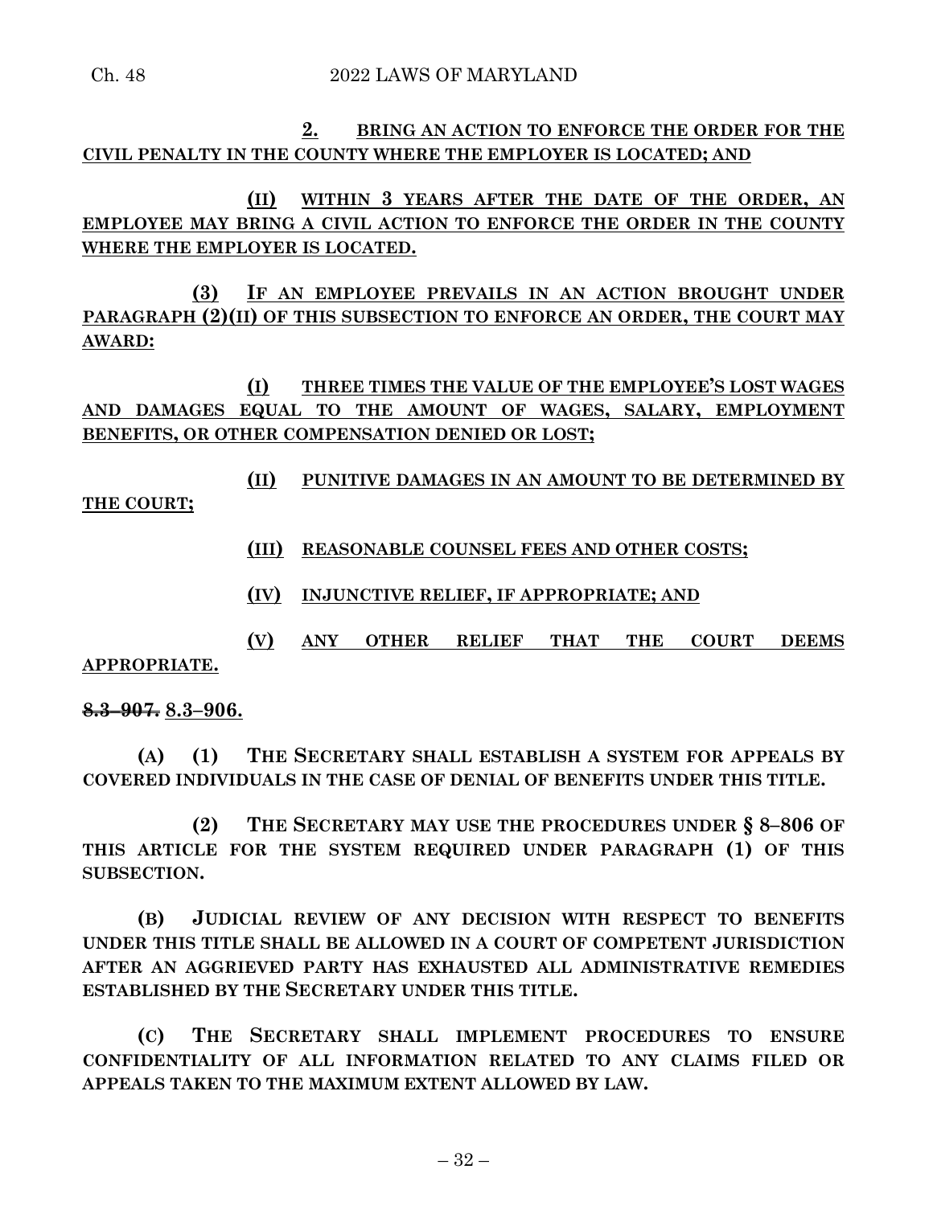**2. BRING AN ACTION TO ENFORCE THE ORDER FOR THE CIVIL PENALTY IN THE COUNTY WHERE THE EMPLOYER IS LOCATED; AND**

**(II) WITHIN 3 YEARS AFTER THE DATE OF THE ORDER, AN EMPLOYEE MAY BRING A CIVIL ACTION TO ENFORCE THE ORDER IN THE COUNTY WHERE THE EMPLOYER IS LOCATED.**

**(3) IF AN EMPLOYEE PREVAILS IN AN ACTION BROUGHT UNDER PARAGRAPH (2)(II) OF THIS SUBSECTION TO ENFORCE AN ORDER, THE COURT MAY AWARD:**

**(I) THREE TIMES THE VALUE OF THE EMPLOYEE'S LOST WAGES AND DAMAGES EQUAL TO THE AMOUNT OF WAGES, SALARY, EMPLOYMENT BENEFITS, OR OTHER COMPENSATION DENIED OR LOST;**

**(II) PUNITIVE DAMAGES IN AN AMOUNT TO BE DETERMINED BY THE COURT;**

**(III) REASONABLE COUNSEL FEES AND OTHER COSTS;**

**(IV) INJUNCTIVE RELIEF, IF APPROPRIATE; AND**

**(V) ANY OTHER RELIEF THAT THE COURT DEEMS APPROPRIATE.**

~~**8.3–907.**~~ **8.3–906.**

**(A) (1) THE SECRETARY SHALL ESTABLISH A SYSTEM FOR APPEALS BY COVERED INDIVIDUALS IN THE CASE OF DENIAL OF BENEFITS UNDER THIS TITLE.**

**(2) THE SECRETARY MAY USE THE PROCEDURES UNDER § 8–806 OF THIS ARTICLE FOR THE SYSTEM REQUIRED UNDER PARAGRAPH (1) OF THIS SUBSECTION.**

**(B) JUDICIAL REVIEW OF ANY DECISION WITH RESPECT TO BENEFITS UNDER THIS TITLE SHALL BE ALLOWED IN A COURT OF COMPETENT JURISDICTION AFTER AN AGGRIEVED PARTY HAS EXHAUSTED ALL ADMINISTRATIVE REMEDIES ESTABLISHED BY THE SECRETARY UNDER THIS TITLE.**

**(C) THE SECRETARY SHALL IMPLEMENT PROCEDURES TO ENSURE CONFIDENTIALITY OF ALL INFORMATION RELATED TO ANY CLAIMS FILED OR APPEALS TAKEN TO THE MAXIMUM EXTENT ALLOWED BY LAW.**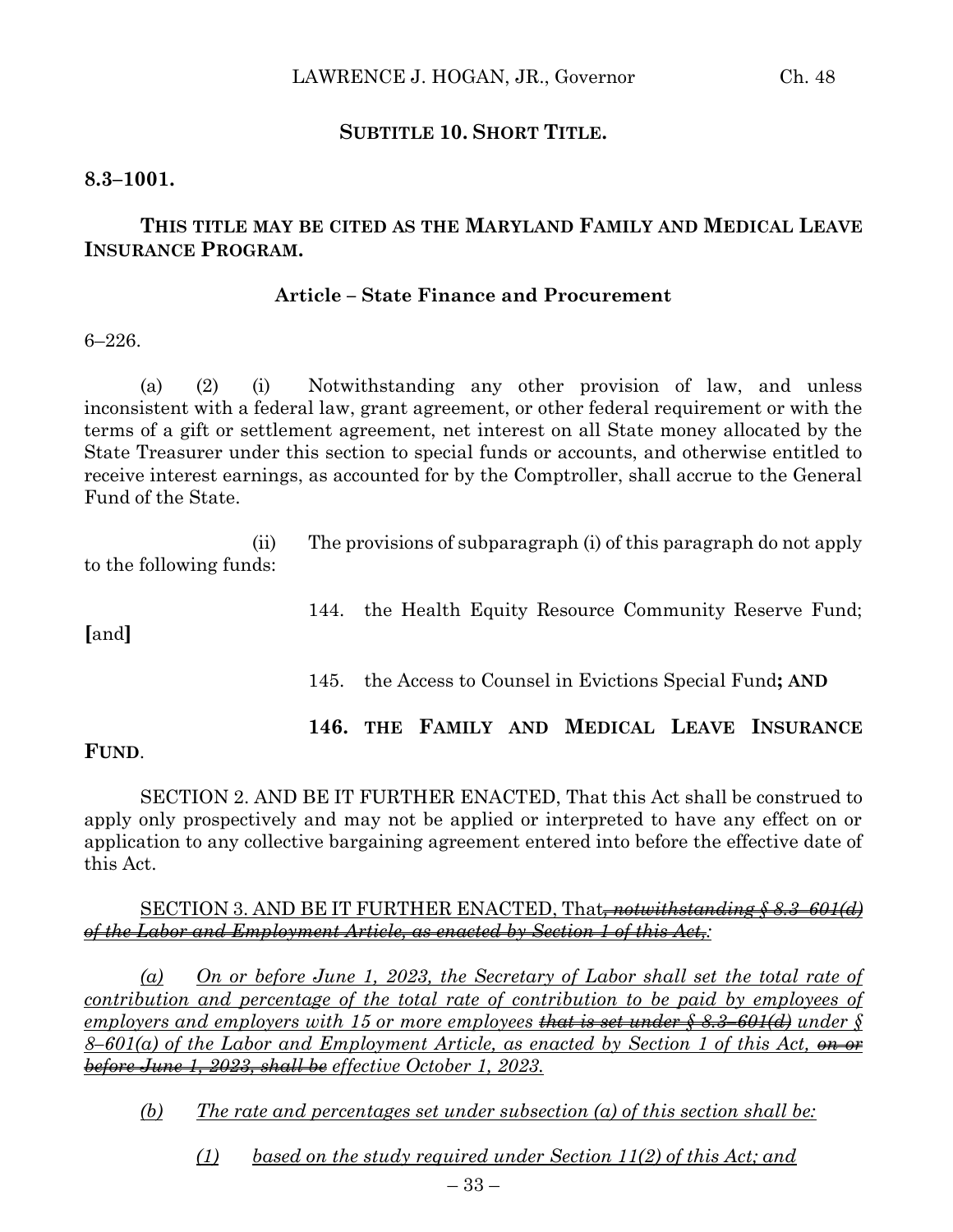**SUBTITLE 10. SHORT TITLE.**

**8.3–1001.**

**THIS TITLE MAY BE CITED AS THE MARYLAND FAMILY AND MEDICAL LEAVE INSURANCE PROGRAM.**

**Article – State Finance and Procurement**

6–226.

(a) (2) (i) Notwithstanding any other provision of law, and unless inconsistent with a federal law, grant agreement, or other federal requirement or with the terms of a gift or settlement agreement, net interest on all State money allocated by the State Treasurer under this section to special funds or accounts, and otherwise entitled to receive interest earnings, as accounted for by the Comptroller, shall accrue to the General Fund of the State.

(ii) The provisions of subparagraph (i) of this paragraph do not apply to the following funds:

144. the Health Equity Resource Community Reserve Fund; **[**and**]**

145. the Access to Counsel in Evictions Special Fund**; AND**

**146. THE FAMILY AND MEDICAL LEAVE INSURANCE FUND**.

SECTION 2. AND BE IT FURTHER ENACTED, That this Act shall be construed to apply only prospectively and may not be applied or interpreted to have any effect on or application to any collective bargaining agreement entered into before the effective date of this Act.

SECTION 3. AND BE IT FURTHER ENACTED, That~~, notwithstanding § 8.3–601(d) of the Labor and Employment Article, as enacted by Section 1 of this Act,~~:

*(a) On or before June 1, 2023, the Secretary of Labor shall set the total rate of contribution and percentage of the total rate of contribution to be paid by employees of employers and employers with 15 or more employees ~~that is set under § 8.3–601(d)~~ under § 8–601(a) of the Labor and Employment Article, as enacted by Section 1 of this Act, ~~on or before June 1, 2023, shall be~~ effective October 1, 2023.*

*(b) The rate and percentages set under subsection (a) of this section shall be:*

*(1) based on the study required under Section 11(2) of this Act; and*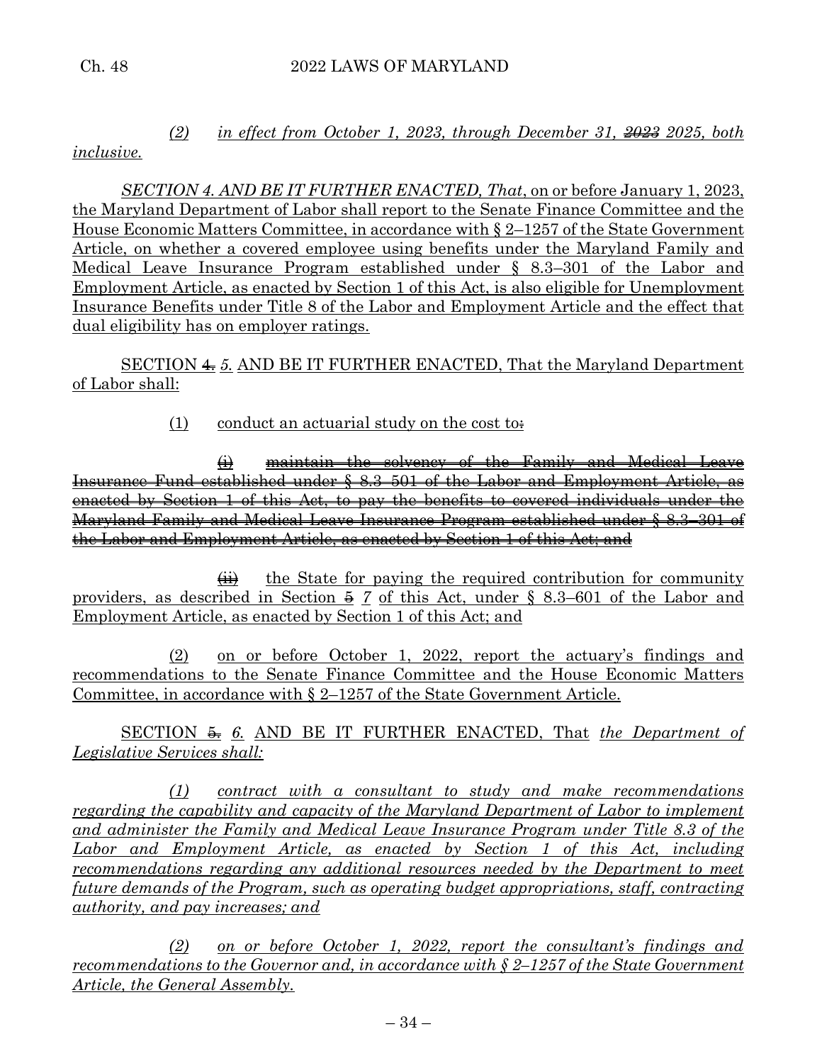*(2) in effect from October 1, 2023, through December 31, ~~2023~~ 2025, both inclusive.*

*SECTION 4. AND BE IT FURTHER ENACTED, That*, on or before January 1, 2023, the Maryland Department of Labor shall report to the Senate Finance Committee and the House Economic Matters Committee, in accordance with § 2–1257 of the State Government Article, on whether a covered employee using benefits under the Maryland Family and Medical Leave Insurance Program established under § 8.3–301 of the Labor and Employment Article, as enacted by Section 1 of this Act, is also eligible for Unemployment Insurance Benefits under Title 8 of the Labor and Employment Article and the effect that dual eligibility has on employer ratings.

SECTION ~~4.~~ *5.* AND BE IT FURTHER ENACTED, That the Maryland Department of Labor shall:

(1) conduct an actuarial study on the cost to~~:~~

~~(i) maintain the solvency of the Family and Medical Leave Insurance Fund established under § 8.3–501 of the Labor and Employment Article, as enacted by Section 1 of this Act, to pay the benefits to covered individuals under the Maryland Family and Medical Leave Insurance Program established under § 8.3–301 of the Labor and Employment Article, as enacted by Section 1 of this Act; and~~

~~(ii)~~ the State for paying the required contribution for community providers, as described in Section ~~5~~ *7* of this Act, under § 8.3–601 of the Labor and Employment Article, as enacted by Section 1 of this Act; and

(2) on or before October 1, 2022, report the actuary's findings and recommendations to the Senate Finance Committee and the House Economic Matters Committee, in accordance with § 2–1257 of the State Government Article.

SECTION ~~5.~~ *6.* AND BE IT FURTHER ENACTED, That *the Department of Legislative Services shall:*

*(1) contract with a consultant to study and make recommendations regarding the capability and capacity of the Maryland Department of Labor to implement and administer the Family and Medical Leave Insurance Program under Title 8.3 of the Labor and Employment Article, as enacted by Section 1 of this Act, including recommendations regarding any additional resources needed by the Department to meet future demands of the Program, such as operating budget appropriations, staff, contracting authority, and pay increases; and*

*(2) on or before October 1, 2022, report the consultant's findings and recommendations to the Governor and, in accordance with § 2–1257 of the State Government Article, the General Assembly.*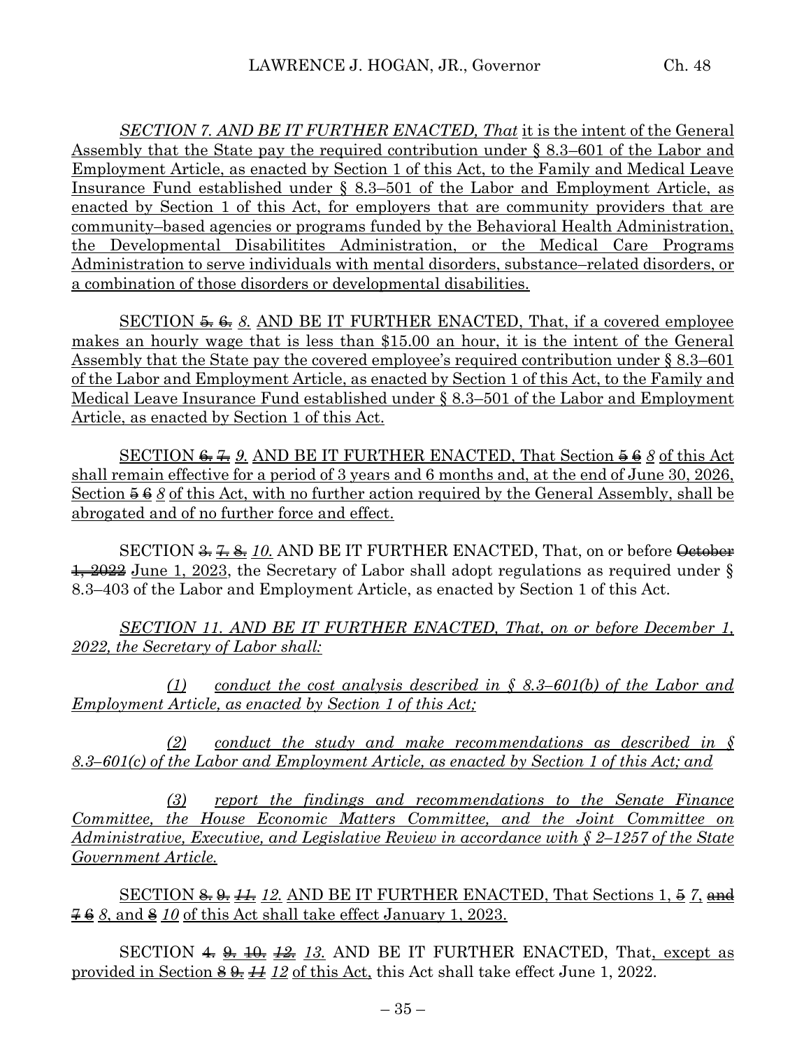*SECTION 7. AND BE IT FURTHER ENACTED, That* it is the intent of the General Assembly that the State pay the required contribution under § 8.3–601 of the Labor and Employment Article, as enacted by Section 1 of this Act, to the Family and Medical Leave Insurance Fund established under § 8.3–501 of the Labor and Employment Article, as enacted by Section 1 of this Act, for employers that are community providers that are community–based agencies or programs funded by the Behavioral Health Administration, the Developmental Disabilitites Administration, or the Medical Care Programs Administration to serve individuals with mental disorders, substance–related disorders, or a combination of those disorders or developmental disabilities.

SECTION ~~5.~~ ~~6.~~ *8.* AND BE IT FURTHER ENACTED, That, if a covered employee makes an hourly wage that is less than $15.00 an hour, it is the intent of the General Assembly that the State pay the covered employee's required contribution under § 8.3–601 of the Labor and Employment Article, as enacted by Section 1 of this Act, to the Family and Medical Leave Insurance Fund established under § 8.3–501 of the Labor and Employment Article, as enacted by Section 1 of this Act.

SECTION ~~6.~~ ~~7.~~ *9.* AND BE IT FURTHER ENACTED, That Section ~~5~~ ~~6~~ *8* of this Act shall remain effective for a period of 3 years and 6 months and, at the end of June 30, 2026, Section ~~5~~ ~~6~~ *8* of this Act, with no further action required by the General Assembly, shall be abrogated and of no further force and effect.

SECTION ~~3.~~ ~~7.~~ ~~8.~~ *10.* AND BE IT FURTHER ENACTED, That, on or before ~~October 1, 2022~~ June 1, 2023, the Secretary of Labor shall adopt regulations as required under § 8.3–403 of the Labor and Employment Article, as enacted by Section 1 of this Act.

*SECTION 11. AND BE IT FURTHER ENACTED, That, on or before December 1, 2022, the Secretary of Labor shall:*

*(1) conduct the cost analysis described in § 8.3–601(b) of the Labor and Employment Article, as enacted by Section 1 of this Act;*

*(2) conduct the study and make recommendations as described in § 8.3–601(c) of the Labor and Employment Article, as enacted by Section 1 of this Act; and*

*(3) report the findings and recommendations to the Senate Finance Committee, the House Economic Matters Committee, and the Joint Committee on Administrative, Executive, and Legislative Review in accordance with § 2–1257 of the State Government Article.*

SECTION ~~8.~~ ~~9.~~ ~~*11.*~~ *12.* AND BE IT FURTHER ENACTED, That Sections 1, ~~5~~ *7*, ~~and~~ ~~7~~ ~~6~~ *8*, and ~~8~~ *10* of this Act shall take effect January 1, 2023.

SECTION ~~4.~~ ~~9.~~ ~~10.~~ ~~*12.*~~ *13.* AND BE IT FURTHER ENACTED, That, except as provided in Section ~~8~~ ~~9.~~ ~~*11*~~ *12* of this Act, this Act shall take effect June 1, 2022.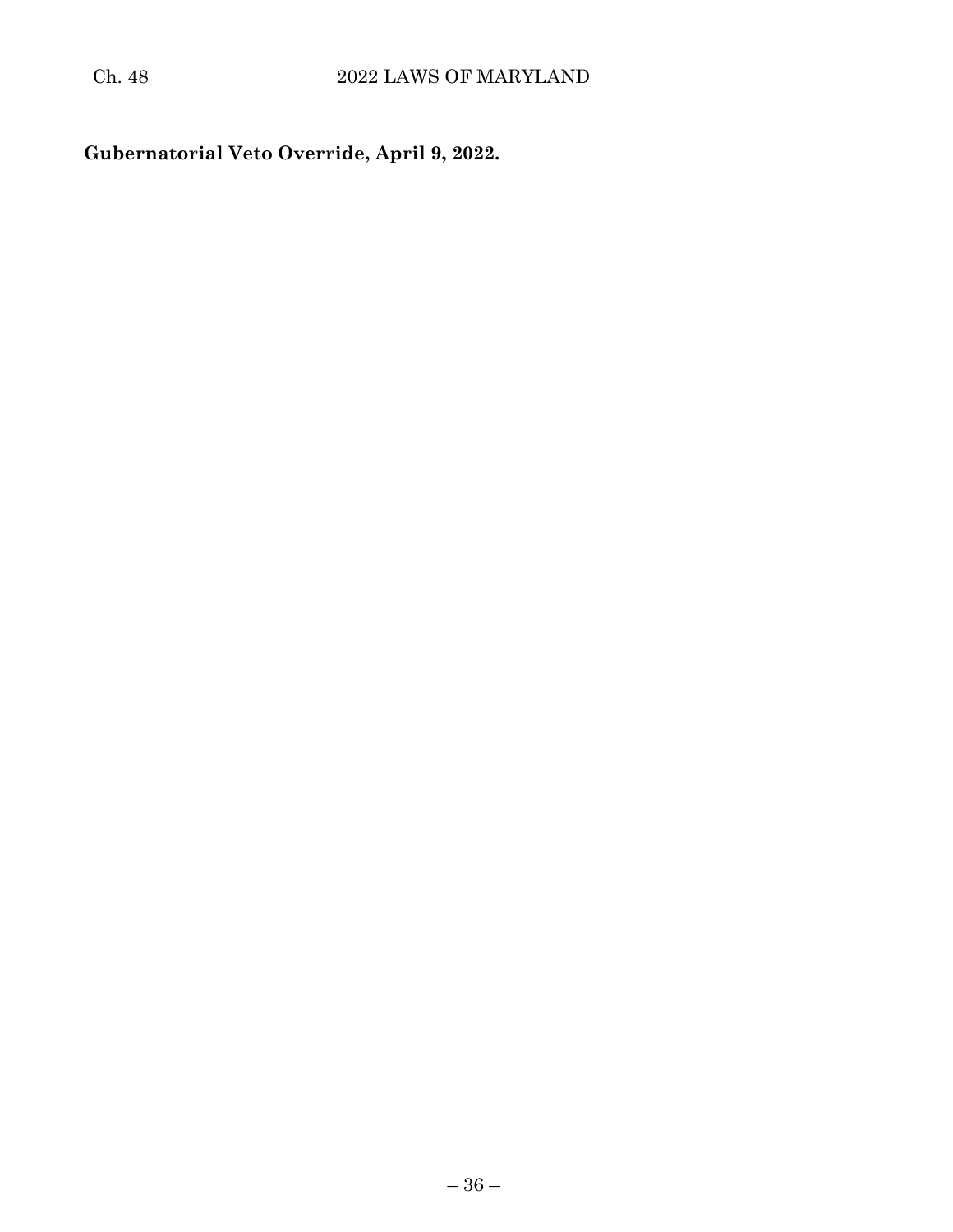**Gubernatorial Veto Override, April 9, 2022.**